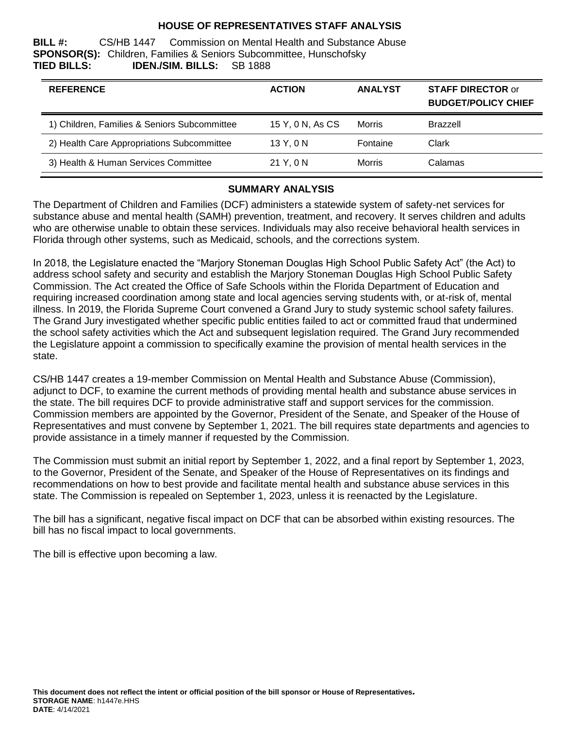# HOUSE OF REPRESENTATIVES STAFF ANALYSIS

**BILL #:** CS/HB 1447 Commission on Mental Health and Substance Abuse
**SPONSOR(S):** Children, Families & Seniors Subcommittee, Hunschofsky
**TIED BILLS:** **IDEN./SIM. BILLS:** SB 1888

| REFERENCE | ACTION | ANALYST | STAFF DIRECTOR or BUDGET/POLICY CHIEF |
|---|---|---|---|
| 1) Children, Families & Seniors Subcommittee | 15 Y, 0 N, As CS | Morris | Brazzell |
| 2) Health Care Appropriations Subcommittee | 13 Y, 0 N | Fontaine | Clark |
| 3) Health & Human Services Committee | 21 Y, 0 N | Morris | Calamas |

## SUMMARY ANALYSIS

The Department of Children and Families (DCF) administers a statewide system of safety-net services for substance abuse and mental health (SAMH) prevention, treatment, and recovery. It serves children and adults who are otherwise unable to obtain these services. Individuals may also receive behavioral health services in Florida through other systems, such as Medicaid, schools, and the corrections system.

In 2018, the Legislature enacted the "Marjory Stoneman Douglas High School Public Safety Act" (the Act) to address school safety and security and establish the Marjory Stoneman Douglas High School Public Safety Commission. The Act created the Office of Safe Schools within the Florida Department of Education and requiring increased coordination among state and local agencies serving students with, or at-risk of, mental illness. In 2019, the Florida Supreme Court convened a Grand Jury to study systemic school safety failures. The Grand Jury investigated whether specific public entities failed to act or committed fraud that undermined the school safety activities which the Act and subsequent legislation required. The Grand Jury recommended the Legislature appoint a commission to specifically examine the provision of mental health services in the state.

CS/HB 1447 creates a 19-member Commission on Mental Health and Substance Abuse (Commission), adjunct to DCF, to examine the current methods of providing mental health and substance abuse services in the state. The bill requires DCF to provide administrative staff and support services for the commission. Commission members are appointed by the Governor, President of the Senate, and Speaker of the House of Representatives and must convene by September 1, 2021. The bill requires state departments and agencies to provide assistance in a timely manner if requested by the Commission.

The Commission must submit an initial report by September 1, 2022, and a final report by September 1, 2023, to the Governor, President of the Senate, and Speaker of the House of Representatives on its findings and recommendations on how to best provide and facilitate mental health and substance abuse services in this state. The Commission is repealed on September 1, 2023, unless it is reenacted by the Legislature.

The bill has a significant, negative fiscal impact on DCF that can be absorbed within existing resources. The bill has no fiscal impact to local governments.

The bill is effective upon becoming a law.

**This document does not reflect the intent or official position of the bill sponsor or House of Representatives.**
**STORAGE NAME**: h1447e.HHS
**DATE**: 4/14/2021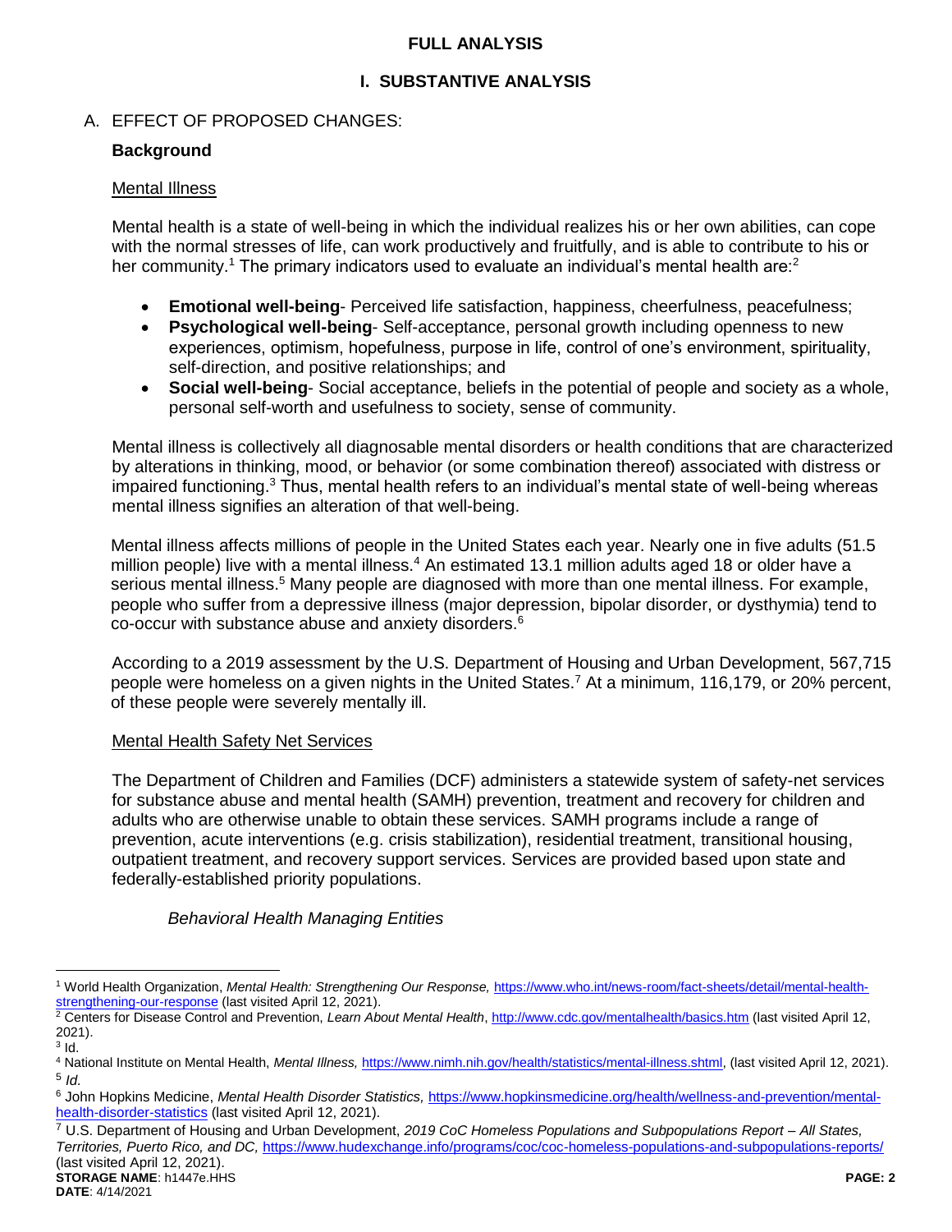## FULL ANALYSIS

## I. SUBSTANTIVE ANALYSIS

A. EFFECT OF PROPOSED CHANGES:

### Background

Mental Illness

Mental health is a state of well-being in which the individual realizes his or her own abilities, can cope with the normal stresses of life, can work productively and fruitfully, and is able to contribute to his or her community.[1] The primary indicators used to evaluate an individual's mental health are:[2]

- **Emotional well-being**- Perceived life satisfaction, happiness, cheerfulness, peacefulness;
- **Psychological well-being**- Self-acceptance, personal growth including openness to new experiences, optimism, hopefulness, purpose in life, control of one's environment, spirituality, self-direction, and positive relationships; and
- **Social well-being**- Social acceptance, beliefs in the potential of people and society as a whole, personal self-worth and usefulness to society, sense of community.

Mental illness is collectively all diagnosable mental disorders or health conditions that are characterized by alterations in thinking, mood, or behavior (or some combination thereof) associated with distress or impaired functioning.[3] Thus, mental health refers to an individual's mental state of well-being whereas mental illness signifies an alteration of that well-being.

Mental illness affects millions of people in the United States each year. Nearly one in five adults (51.5 million people) live with a mental illness.[4] An estimated 13.1 million adults aged 18 or older have a serious mental illness.[5] Many people are diagnosed with more than one mental illness. For example, people who suffer from a depressive illness (major depression, bipolar disorder, or dysthymia) tend to co-occur with substance abuse and anxiety disorders.[6]

According to a 2019 assessment by the U.S. Department of Housing and Urban Development, 567,715 people were homeless on a given nights in the United States.[7] At a minimum, 116,179, or 20% percent, of these people were severely mentally ill.

Mental Health Safety Net Services

The Department of Children and Families (DCF) administers a statewide system of safety-net services for substance abuse and mental health (SAMH) prevention, treatment and recovery for children and adults who are otherwise unable to obtain these services. SAMH programs include a range of prevention, acute interventions (e.g. crisis stabilization), residential treatment, transitional housing, outpatient treatment, and recovery support services. Services are provided based upon state and federally-established priority populations.

*Behavioral Health Managing Entities*

---

[1] World Health Organization, *Mental Health: Strengthening Our Response,* https://www.who.int/news-room/fact-sheets/detail/mental-health-strengthening-our-response (last visited April 12, 2021).

[2] Centers for Disease Control and Prevention, *Learn About Mental Health*, http://www.cdc.gov/mentalhealth/basics.htm (last visited April 12, 2021).

[3] Id.

[4] National Institute on Mental Health, *Mental Illness,* https://www.nimh.nih.gov/health/statistics/mental-illness.shtml, (last visited April 12, 2021).

[5] *Id.*

[6] John Hopkins Medicine, *Mental Health Disorder Statistics,* https://www.hopkinsmedicine.org/health/wellness-and-prevention/mental-health-disorder-statistics (last visited April 12, 2021).

[7] U.S. Department of Housing and Urban Development, *2019 CoC Homeless Populations and Subpopulations Report – All States, Territories, Puerto Rico, and DC,* https://www.hudexchange.info/programs/coc/coc-homeless-populations-and-subpopulations-reports/ (last visited April 12, 2021).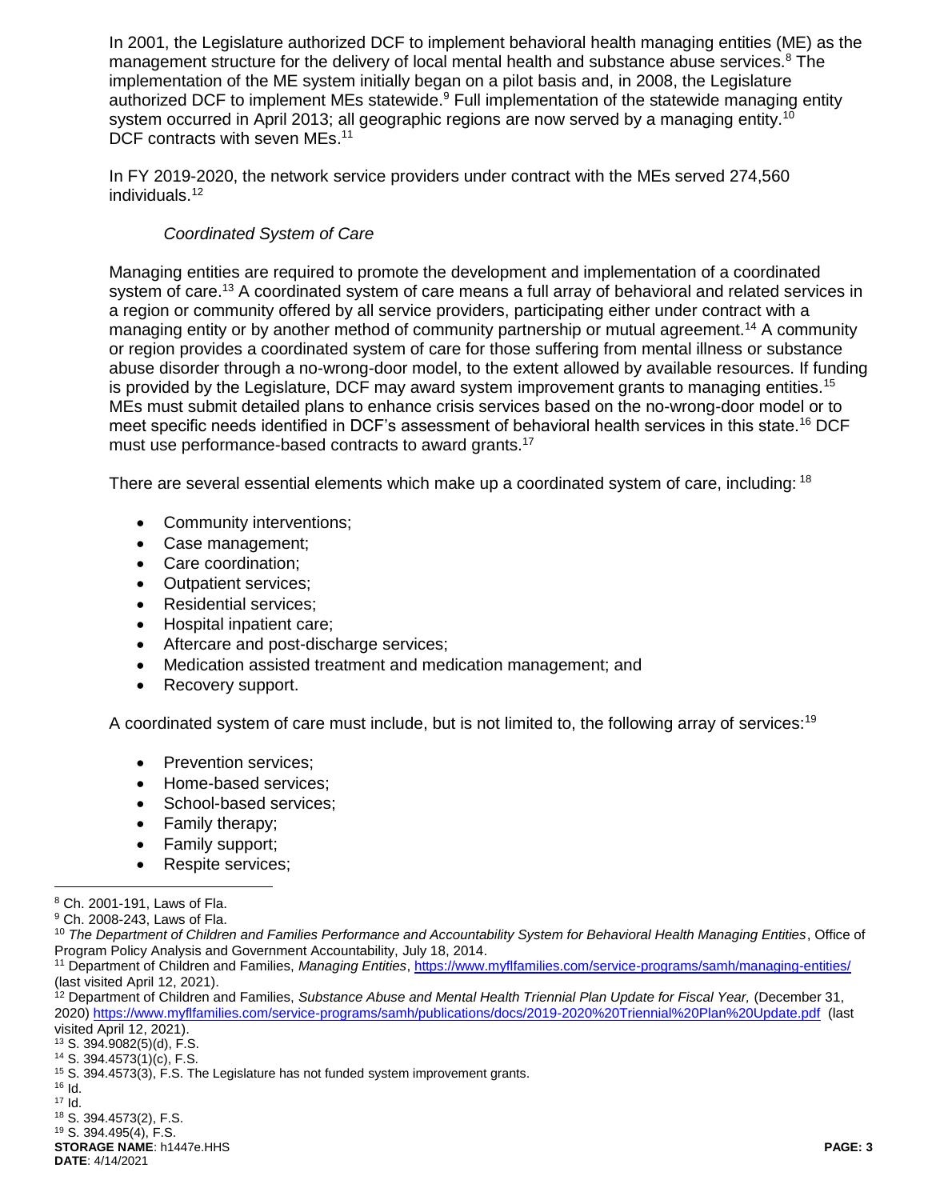In 2001, the Legislature authorized DCF to implement behavioral health managing entities (ME) as the management structure for the delivery of local mental health and substance abuse services.[8] The implementation of the ME system initially began on a pilot basis and, in 2008, the Legislature authorized DCF to implement MEs statewide.[9] Full implementation of the statewide managing entity system occurred in April 2013; all geographic regions are now served by a managing entity.[10] DCF contracts with seven MEs.[11]

In FY 2019-2020, the network service providers under contract with the MEs served 274,560 individuals.[12]

*Coordinated System of Care*

Managing entities are required to promote the development and implementation of a coordinated system of care.[13] A coordinated system of care means a full array of behavioral and related services in a region or community offered by all service providers, participating either under contract with a managing entity or by another method of community partnership or mutual agreement.[14] A community or region provides a coordinated system of care for those suffering from mental illness or substance abuse disorder through a no-wrong-door model, to the extent allowed by available resources. If funding is provided by the Legislature, DCF may award system improvement grants to managing entities.[15] MEs must submit detailed plans to enhance crisis services based on the no-wrong-door model or to meet specific needs identified in DCF's assessment of behavioral health services in this state.[16] DCF must use performance-based contracts to award grants.[17]

There are several essential elements which make up a coordinated system of care, including: [18]

- Community interventions;
- Case management;
- Care coordination;
- Outpatient services;
- Residential services;
- Hospital inpatient care;
- Aftercare and post-discharge services;
- Medication assisted treatment and medication management; and
- Recovery support.

A coordinated system of care must include, but is not limited to, the following array of services:[19]

- Prevention services;
- Home-based services;
- School-based services;
- Family therapy;
- Family support;
- Respite services;

---

[8] Ch. 2001-191, Laws of Fla.

[9] Ch. 2008-243, Laws of Fla.

[10] *The Department of Children and Families Performance and Accountability System for Behavioral Health Managing Entities*, Office of Program Policy Analysis and Government Accountability, July 18, 2014.

[11] Department of Children and Families, *Managing Entities*, https://www.myflfamilies.com/service-programs/samh/managing-entities/ (last visited April 12, 2021).

[12] Department of Children and Families, *Substance Abuse and Mental Health Triennial Plan Update for Fiscal Year,* (December 31, 2020) https://www.myflfamilies.com/service-programs/samh/publications/docs/2019-2020%20Triennial%20Plan%20Update.pdf (last visited April 12, 2021).

[13] S. 394.9082(5)(d), F.S.

[14] S. 394.4573(1)(c), F.S.

[15] S. 394.4573(3), F.S. The Legislature has not funded system improvement grants.

[16] Id.

[17] Id.

[18] S. 394.4573(2), F.S.

[19] S. 394.495(4), F.S.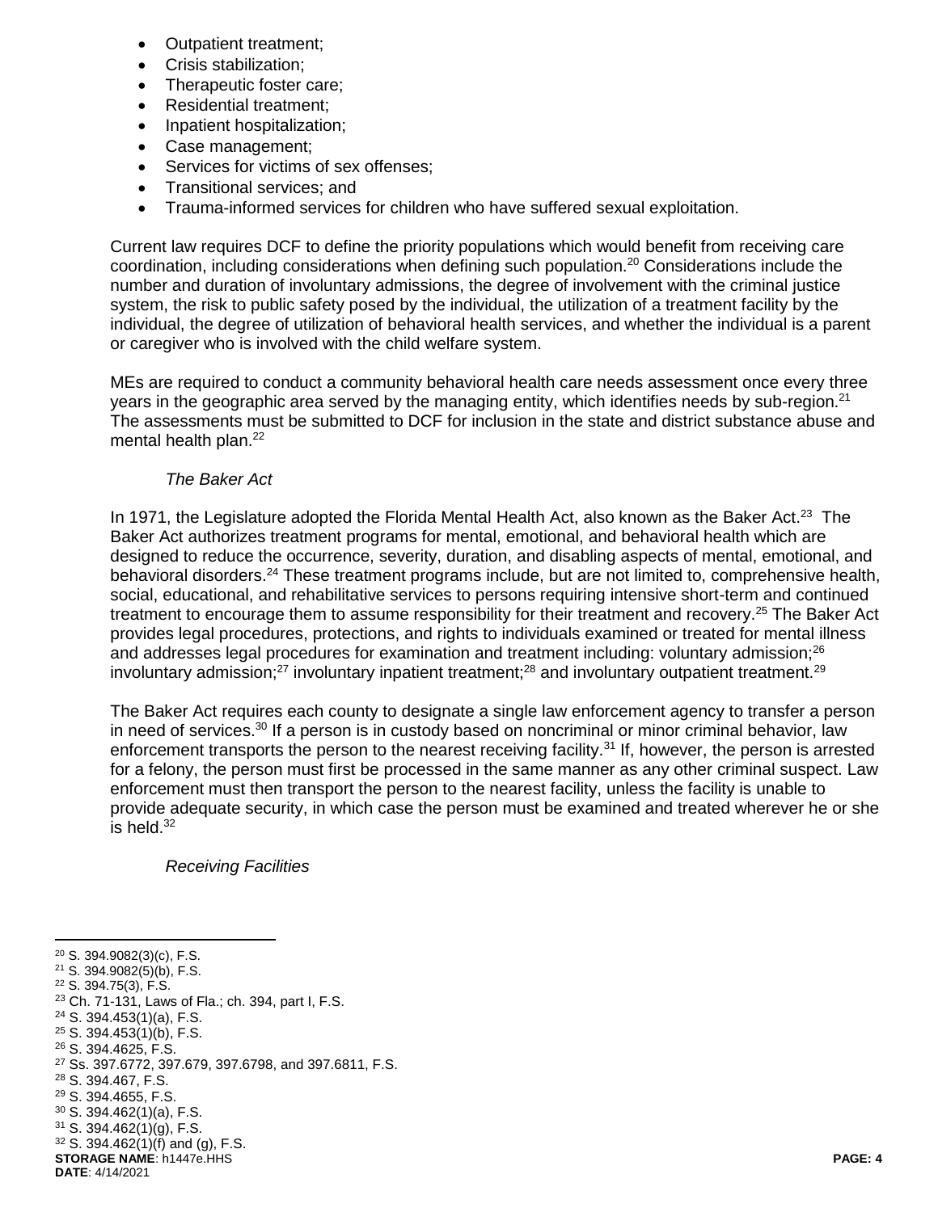- Outpatient treatment;
- Crisis stabilization;
- Therapeutic foster care;
- Residential treatment;
- Inpatient hospitalization;
- Case management;
- Services for victims of sex offenses;
- Transitional services; and
- Trauma-informed services for children who have suffered sexual exploitation.

Current law requires DCF to define the priority populations which would benefit from receiving care coordination, including considerations when defining such population.[20] Considerations include the number and duration of involuntary admissions, the degree of involvement with the criminal justice system, the risk to public safety posed by the individual, the utilization of a treatment facility by the individual, the degree of utilization of behavioral health services, and whether the individual is a parent or caregiver who is involved with the child welfare system.

MEs are required to conduct a community behavioral health care needs assessment once every three years in the geographic area served by the managing entity, which identifies needs by sub-region.[21] The assessments must be submitted to DCF for inclusion in the state and district substance abuse and mental health plan.[22]

*The Baker Act*

In 1971, the Legislature adopted the Florida Mental Health Act, also known as the Baker Act.[23] The Baker Act authorizes treatment programs for mental, emotional, and behavioral health which are designed to reduce the occurrence, severity, duration, and disabling aspects of mental, emotional, and behavioral disorders.[24] These treatment programs include, but are not limited to, comprehensive health, social, educational, and rehabilitative services to persons requiring intensive short-term and continued treatment to encourage them to assume responsibility for their treatment and recovery.[25] The Baker Act provides legal procedures, protections, and rights to individuals examined or treated for mental illness and addresses legal procedures for examination and treatment including: voluntary admission;[26] involuntary admission;[27] involuntary inpatient treatment;[28] and involuntary outpatient treatment.[29]

The Baker Act requires each county to designate a single law enforcement agency to transfer a person in need of services.[30] If a person is in custody based on noncriminal or minor criminal behavior, law enforcement transports the person to the nearest receiving facility.[31] If, however, the person is arrested for a felony, the person must first be processed in the same manner as any other criminal suspect. Law enforcement must then transport the person to the nearest facility, unless the facility is unable to provide adequate security, in which case the person must be examined and treated wherever he or she is held.[32]

*Receiving Facilities*

---

[20] S. 394.9082(3)(c), F.S.
[21] S. 394.9082(5)(b), F.S.
[22] S. 394.75(3), F.S.
[23] Ch. 71-131, Laws of Fla.; ch. 394, part I, F.S.
[24] S. 394.453(1)(a), F.S.
[25] S. 394.453(1)(b), F.S.
[26] S. 394.4625, F.S.
[27] Ss. 397.6772, 397.679, 397.6798, and 397.6811, F.S.
[28] S. 394.467, F.S.
[29] S. 394.4655, F.S.
[30] S. 394.462(1)(a), F.S.
[31] S. 394.462(1)(g), F.S.
[32] S. 394.462(1)(f) and (g), F.S.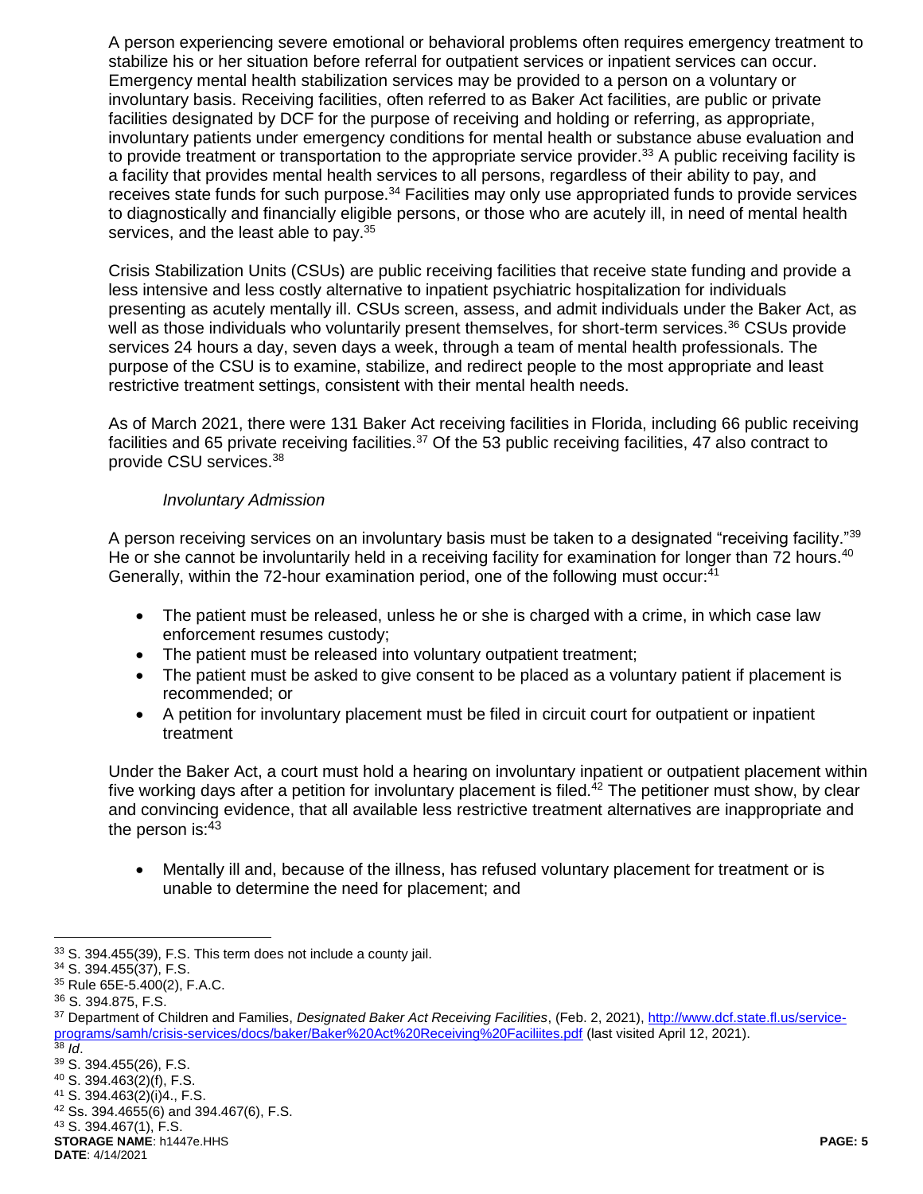A person experiencing severe emotional or behavioral problems often requires emergency treatment to stabilize his or her situation before referral for outpatient services or inpatient services can occur. Emergency mental health stabilization services may be provided to a person on a voluntary or involuntary basis. Receiving facilities, often referred to as Baker Act facilities, are public or private facilities designated by DCF for the purpose of receiving and holding or referring, as appropriate, involuntary patients under emergency conditions for mental health or substance abuse evaluation and to provide treatment or transportation to the appropriate service provider.[33] A public receiving facility is a facility that provides mental health services to all persons, regardless of their ability to pay, and receives state funds for such purpose.[34] Facilities may only use appropriated funds to provide services to diagnostically and financially eligible persons, or those who are acutely ill, in need of mental health services, and the least able to pay.[35]

Crisis Stabilization Units (CSUs) are public receiving facilities that receive state funding and provide a less intensive and less costly alternative to inpatient psychiatric hospitalization for individuals presenting as acutely mentally ill. CSUs screen, assess, and admit individuals under the Baker Act, as well as those individuals who voluntarily present themselves, for short-term services.[36] CSUs provide services 24 hours a day, seven days a week, through a team of mental health professionals. The purpose of the CSU is to examine, stabilize, and redirect people to the most appropriate and least restrictive treatment settings, consistent with their mental health needs.

As of March 2021, there were 131 Baker Act receiving facilities in Florida, including 66 public receiving facilities and 65 private receiving facilities.[37] Of the 53 public receiving facilities, 47 also contract to provide CSU services.[38]

*Involuntary Admission*

A person receiving services on an involuntary basis must be taken to a designated "receiving facility."[39] He or she cannot be involuntarily held in a receiving facility for examination for longer than 72 hours.[40] Generally, within the 72-hour examination period, one of the following must occur:[41]

- The patient must be released, unless he or she is charged with a crime, in which case law enforcement resumes custody;
- The patient must be released into voluntary outpatient treatment;
- The patient must be asked to give consent to be placed as a voluntary patient if placement is recommended; or
- A petition for involuntary placement must be filed in circuit court for outpatient or inpatient treatment

Under the Baker Act, a court must hold a hearing on involuntary inpatient or outpatient placement within five working days after a petition for involuntary placement is filed.[42] The petitioner must show, by clear and convincing evidence, that all available less restrictive treatment alternatives are inappropriate and the person is:[43]

- Mentally ill and, because of the illness, has refused voluntary placement for treatment or is unable to determine the need for placement; and

---

[33] S. 394.455(39), F.S. This term does not include a county jail.

[34] S. 394.455(37), F.S.

[35] Rule 65E-5.400(2), F.A.C.

[36] S. 394.875, F.S.

[37] Department of Children and Families, *Designated Baker Act Receiving Facilities*, (Feb. 2, 2021), http://www.dcf.state.fl.us/service-programs/samh/crisis-services/docs/baker/Baker%20Act%20Receiving%20Faciliites.pdf (last visited April 12, 2021).

[38] *Id*.

[39] S. 394.455(26), F.S.

[40] S. 394.463(2)(f), F.S.

[41] S. 394.463(2)(i)4., F.S.

[42] Ss. 394.4655(6) and 394.467(6), F.S.

[43] S. 394.467(1), F.S.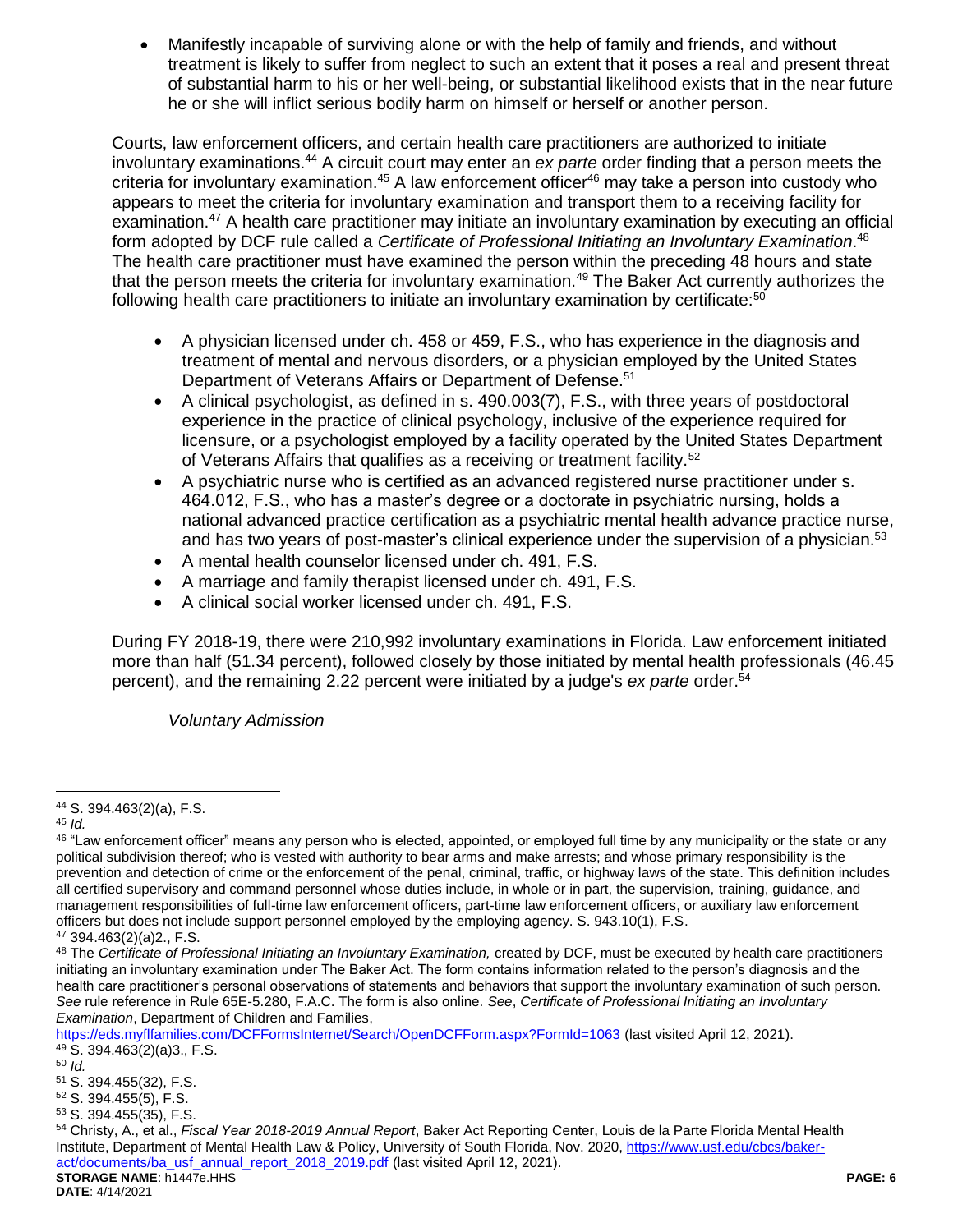- Manifestly incapable of surviving alone or with the help of family and friends, and without treatment is likely to suffer from neglect to such an extent that it poses a real and present threat of substantial harm to his or her well-being, or substantial likelihood exists that in the near future he or she will inflict serious bodily harm on himself or herself or another person.

Courts, law enforcement officers, and certain health care practitioners are authorized to initiate involuntary examinations.[44] A circuit court may enter an *ex parte* order finding that a person meets the criteria for involuntary examination.[45] A law enforcement officer[46] may take a person into custody who appears to meet the criteria for involuntary examination and transport them to a receiving facility for examination.[47] A health care practitioner may initiate an involuntary examination by executing an official form adopted by DCF rule called a *Certificate of Professional Initiating an Involuntary Examination*.[48] The health care practitioner must have examined the person within the preceding 48 hours and state that the person meets the criteria for involuntary examination.[49] The Baker Act currently authorizes the following health care practitioners to initiate an involuntary examination by certificate:[50]

- A physician licensed under ch. 458 or 459, F.S., who has experience in the diagnosis and treatment of mental and nervous disorders, or a physician employed by the United States Department of Veterans Affairs or Department of Defense.[51]
- A clinical psychologist, as defined in s. 490.003(7), F.S., with three years of postdoctoral experience in the practice of clinical psychology, inclusive of the experience required for licensure, or a psychologist employed by a facility operated by the United States Department of Veterans Affairs that qualifies as a receiving or treatment facility.[52]
- A psychiatric nurse who is certified as an advanced registered nurse practitioner under s. 464.012, F.S., who has a master's degree or a doctorate in psychiatric nursing, holds a national advanced practice certification as a psychiatric mental health advance practice nurse, and has two years of post-master's clinical experience under the supervision of a physician.[53]
- A mental health counselor licensed under ch. 491, F.S.
- A marriage and family therapist licensed under ch. 491, F.S.
- A clinical social worker licensed under ch. 491, F.S.

During FY 2018-19, there were 210,992 involuntary examinations in Florida. Law enforcement initiated more than half (51.34 percent), followed closely by those initiated by mental health professionals (46.45 percent), and the remaining 2.22 percent were initiated by a judge's *ex parte* order.[54]

*Voluntary Admission*

---

[44] S. 394.463(2)(a), F.S.

[45] *Id.*

[46] "Law enforcement officer" means any person who is elected, appointed, or employed full time by any municipality or the state or any political subdivision thereof; who is vested with authority to bear arms and make arrests; and whose primary responsibility is the prevention and detection of crime or the enforcement of the penal, criminal, traffic, or highway laws of the state. This definition includes all certified supervisory and command personnel whose duties include, in whole or in part, the supervision, training, guidance, and management responsibilities of full-time law enforcement officers, part-time law enforcement officers, or auxiliary law enforcement officers but does not include support personnel employed by the employing agency. S. 943.10(1), F.S.

[47] 394.463(2)(a)2., F.S.

[48] The *Certificate of Professional Initiating an Involuntary Examination,* created by DCF, must be executed by health care practitioners initiating an involuntary examination under The Baker Act. The form contains information related to the person's diagnosis and the health care practitioner's personal observations of statements and behaviors that support the involuntary examination of such person. *See* rule reference in Rule 65E-5.280, F.A.C. The form is also online. *See*, *Certificate of Professional Initiating an Involuntary Examination*, Department of Children and Families, https://eds.myflfamilies.com/DCFFormsInternet/Search/OpenDCFForm.aspx?FormId=1063 (last visited April 12, 2021).

[49] S. 394.463(2)(a)3., F.S.

[50] *Id.*

[51] S. 394.455(32), F.S.

[52] S. 394.455(5), F.S.

[53] S. 394.455(35), F.S.

[54] Christy, A., et al., *Fiscal Year 2018-2019 Annual Report*, Baker Act Reporting Center, Louis de la Parte Florida Mental Health Institute, Department of Mental Health Law & Policy, University of South Florida, Nov. 2020, https://www.usf.edu/cbcs/baker-act/documents/ba_usf_annual_report_2018_2019.pdf (last visited April 12, 2021).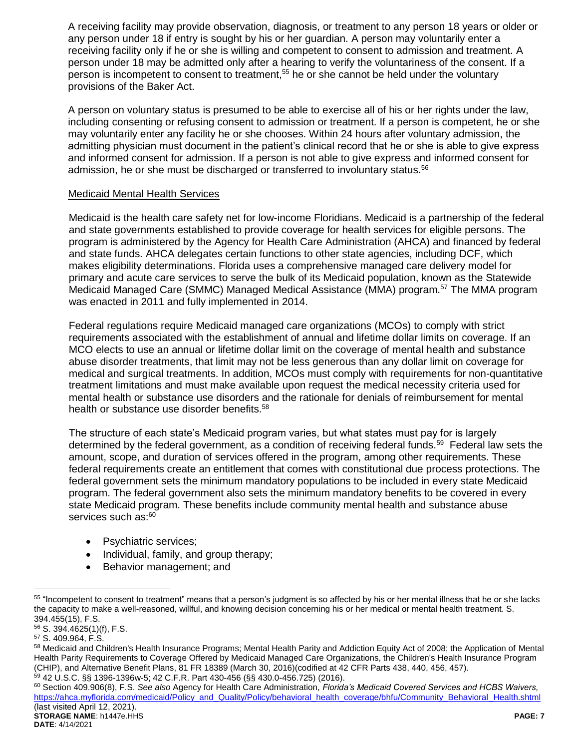A receiving facility may provide observation, diagnosis, or treatment to any person 18 years or older or any person under 18 if entry is sought by his or her guardian. A person may voluntarily enter a receiving facility only if he or she is willing and competent to consent to admission and treatment. A person under 18 may be admitted only after a hearing to verify the voluntariness of the consent. If a person is incompetent to consent to treatment,[55] he or she cannot be held under the voluntary provisions of the Baker Act.

A person on voluntary status is presumed to be able to exercise all of his or her rights under the law, including consenting or refusing consent to admission or treatment. If a person is competent, he or she may voluntarily enter any facility he or she chooses. Within 24 hours after voluntary admission, the admitting physician must document in the patient's clinical record that he or she is able to give express and informed consent for admission. If a person is not able to give express and informed consent for admission, he or she must be discharged or transferred to involuntary status.[56]

Medicaid Mental Health Services

Medicaid is the health care safety net for low-income Floridians. Medicaid is a partnership of the federal and state governments established to provide coverage for health services for eligible persons. The program is administered by the Agency for Health Care Administration (AHCA) and financed by federal and state funds. AHCA delegates certain functions to other state agencies, including DCF, which makes eligibility determinations. Florida uses a comprehensive managed care delivery model for primary and acute care services to serve the bulk of its Medicaid population, known as the Statewide Medicaid Managed Care (SMMC) Managed Medical Assistance (MMA) program.[57] The MMA program was enacted in 2011 and fully implemented in 2014.

Federal regulations require Medicaid managed care organizations (MCOs) to comply with strict requirements associated with the establishment of annual and lifetime dollar limits on coverage. If an MCO elects to use an annual or lifetime dollar limit on the coverage of mental health and substance abuse disorder treatments, that limit may not be less generous than any dollar limit on coverage for medical and surgical treatments. In addition, MCOs must comply with requirements for non-quantitative treatment limitations and must make available upon request the medical necessity criteria used for mental health or substance use disorders and the rationale for denials of reimbursement for mental health or substance use disorder benefits.[58]

The structure of each state's Medicaid program varies, but what states must pay for is largely determined by the federal government, as a condition of receiving federal funds.[59] Federal law sets the amount, scope, and duration of services offered in the program, among other requirements. These federal requirements create an entitlement that comes with constitutional due process protections. The federal government sets the minimum mandatory populations to be included in every state Medicaid program. The federal government also sets the minimum mandatory benefits to be covered in every state Medicaid program. These benefits include community mental health and substance abuse services such as:[60]

- Psychiatric services;
- Individual, family, and group therapy;
- Behavior management; and

---

[55] "Incompetent to consent to treatment" means that a person's judgment is so affected by his or her mental illness that he or she lacks the capacity to make a well-reasoned, willful, and knowing decision concerning his or her medical or mental health treatment. S. 394.455(15), F.S.

[56] S. 394.4625(1)(f), F.S.

[57] S. 409.964, F.S.

[58] Medicaid and Children's Health Insurance Programs; Mental Health Parity and Addiction Equity Act of 2008; the Application of Mental Health Parity Requirements to Coverage Offered by Medicaid Managed Care Organizations, the Children's Health Insurance Program (CHIP), and Alternative Benefit Plans, 81 FR 18389 (March 30, 2016)(codified at 42 CFR Parts 438, 440, 456, 457).

[59] 42 U.S.C. §§ 1396-1396w-5; 42 C.F.R. Part 430-456 (§§ 430.0-456.725) (2016).

[60] Section 409.906(8), F.S. *See also* Agency for Health Care Administration, *Florida's Medicaid Covered Services and HCBS Waivers,* https://ahca.myflorida.com/medicaid/Policy_and_Quality/Policy/behavioral_health_coverage/bhfu/Community_Behavioral_Health.shtml (last visited April 12, 2021).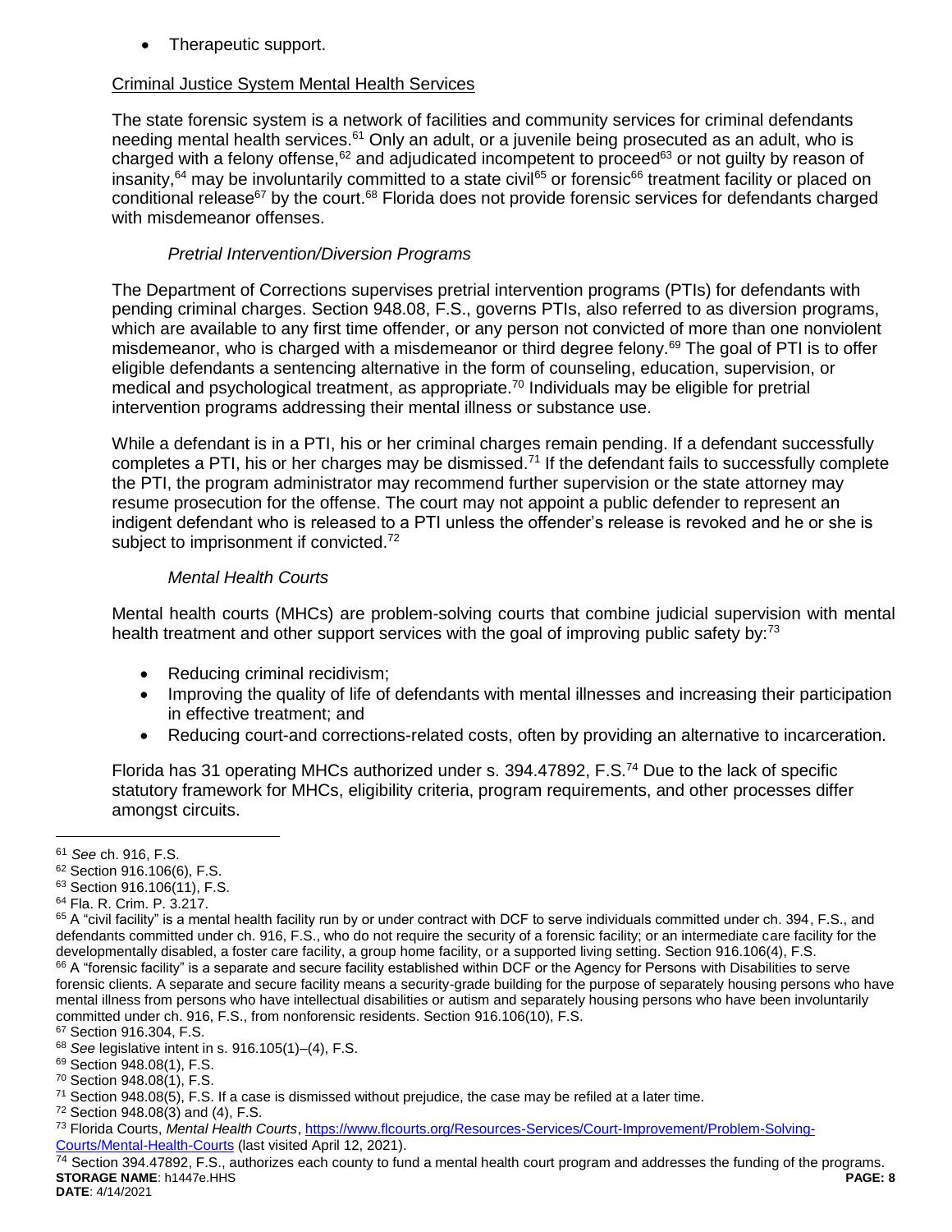- Therapeutic support.

Criminal Justice System Mental Health Services

The state forensic system is a network of facilities and community services for criminal defendants needing mental health services.[61] Only an adult, or a juvenile being prosecuted as an adult, who is charged with a felony offense,[62] and adjudicated incompetent to proceed[63] or not guilty by reason of insanity,[64] may be involuntarily committed to a state civil[65] or forensic[66] treatment facility or placed on conditional release[67] by the court.[68] Florida does not provide forensic services for defendants charged with misdemeanor offenses.

*Pretrial Intervention/Diversion Programs*

The Department of Corrections supervises pretrial intervention programs (PTIs) for defendants with pending criminal charges. Section 948.08, F.S., governs PTIs, also referred to as diversion programs, which are available to any first time offender, or any person not convicted of more than one nonviolent misdemeanor, who is charged with a misdemeanor or third degree felony.[69] The goal of PTI is to offer eligible defendants a sentencing alternative in the form of counseling, education, supervision, or medical and psychological treatment, as appropriate.[70] Individuals may be eligible for pretrial intervention programs addressing their mental illness or substance use.

While a defendant is in a PTI, his or her criminal charges remain pending. If a defendant successfully completes a PTI, his or her charges may be dismissed.[71] If the defendant fails to successfully complete the PTI, the program administrator may recommend further supervision or the state attorney may resume prosecution for the offense. The court may not appoint a public defender to represent an indigent defendant who is released to a PTI unless the offender's release is revoked and he or she is subject to imprisonment if convicted.[72]

*Mental Health Courts*

Mental health courts (MHCs) are problem-solving courts that combine judicial supervision with mental health treatment and other support services with the goal of improving public safety by:[73]

- Reducing criminal recidivism;
- Improving the quality of life of defendants with mental illnesses and increasing their participation in effective treatment; and
- Reducing court-and corrections-related costs, often by providing an alternative to incarceration.

Florida has 31 operating MHCs authorized under s. 394.47892, F.S.[74] Due to the lack of specific statutory framework for MHCs, eligibility criteria, program requirements, and other processes differ amongst circuits.

---

[61] *See* ch. 916, F.S.

[62] Section 916.106(6), F.S.

[63] Section 916.106(11), F.S.

[64] Fla. R. Crim. P. 3.217.

[65] A "civil facility" is a mental health facility run by or under contract with DCF to serve individuals committed under ch. 394, F.S., and defendants committed under ch. 916, F.S., who do not require the security of a forensic facility; or an intermediate care facility for the developmentally disabled, a foster care facility, a group home facility, or a supported living setting. Section 916.106(4), F.S.

[66] A "forensic facility" is a separate and secure facility established within DCF or the Agency for Persons with Disabilities to serve forensic clients. A separate and secure facility means a security-grade building for the purpose of separately housing persons who have mental illness from persons who have intellectual disabilities or autism and separately housing persons who have been involuntarily committed under ch. 916, F.S., from nonforensic residents. Section 916.106(10), F.S.

[67] Section 916.304, F.S.

[68] *See* legislative intent in s. 916.105(1)–(4), F.S.

[69] Section 948.08(1), F.S.

[70] Section 948.08(1), F.S.

[71] Section 948.08(5), F.S. If a case is dismissed without prejudice, the case may be refiled at a later time.

[72] Section 948.08(3) and (4), F.S.

[73] Florida Courts, *Mental Health Courts*, https://www.flcourts.org/Resources-Services/Court-Improvement/Problem-Solving-Courts/Mental-Health-Courts (last visited April 12, 2021).

[74] Section 394.47892, F.S., authorizes each county to fund a mental health court program and addresses the funding of the programs.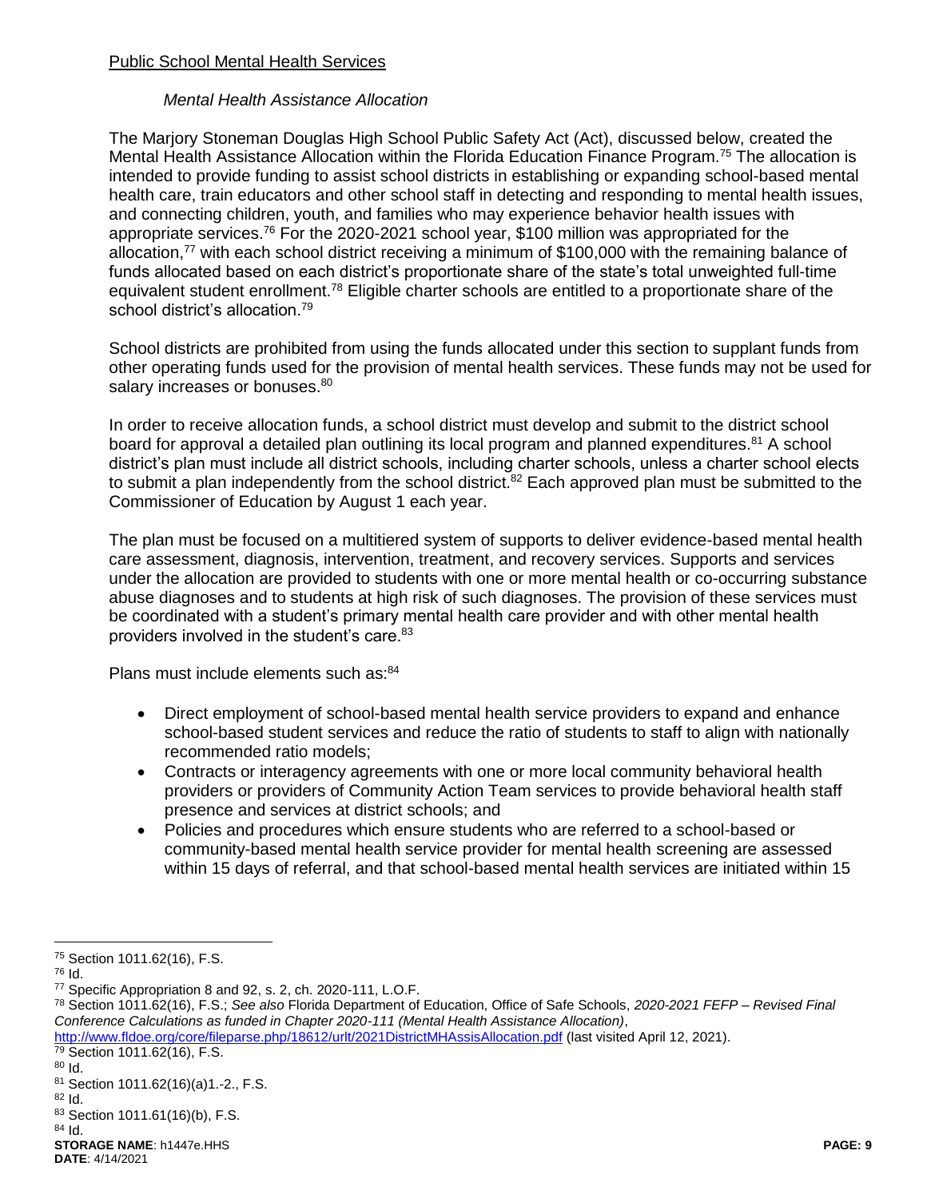Public School Mental Health Services

*Mental Health Assistance Allocation*

The Marjory Stoneman Douglas High School Public Safety Act (Act), discussed below, created the Mental Health Assistance Allocation within the Florida Education Finance Program.[75] The allocation is intended to provide funding to assist school districts in establishing or expanding school-based mental health care, train educators and other school staff in detecting and responding to mental health issues, and connecting children, youth, and families who may experience behavior health issues with appropriate services.[76] For the 2020-2021 school year, $100 million was appropriated for the allocation,[77] with each school district receiving a minimum of $100,000 with the remaining balance of funds allocated based on each district's proportionate share of the state's total unweighted full-time equivalent student enrollment.[78] Eligible charter schools are entitled to a proportionate share of the school district's allocation.[79]

School districts are prohibited from using the funds allocated under this section to supplant funds from other operating funds used for the provision of mental health services. These funds may not be used for salary increases or bonuses.[80]

In order to receive allocation funds, a school district must develop and submit to the district school board for approval a detailed plan outlining its local program and planned expenditures.[81] A school district's plan must include all district schools, including charter schools, unless a charter school elects to submit a plan independently from the school district.[82] Each approved plan must be submitted to the Commissioner of Education by August 1 each year.

The plan must be focused on a multitiered system of supports to deliver evidence-based mental health care assessment, diagnosis, intervention, treatment, and recovery services. Supports and services under the allocation are provided to students with one or more mental health or co-occurring substance abuse diagnoses and to students at high risk of such diagnoses. The provision of these services must be coordinated with a student's primary mental health care provider and with other mental health providers involved in the student's care.[83]

Plans must include elements such as:[84]

- Direct employment of school-based mental health service providers to expand and enhance school-based student services and reduce the ratio of students to staff to align with nationally recommended ratio models;
- Contracts or interagency agreements with one or more local community behavioral health providers or providers of Community Action Team services to provide behavioral health staff presence and services at district schools; and
- Policies and procedures which ensure students who are referred to a school-based or community-based mental health service provider for mental health screening are assessed within 15 days of referral, and that school-based mental health services are initiated within 15

---

[75] Section 1011.62(16), F.S.

[76] Id.

[77] Specific Appropriation 8 and 92, s. 2, ch. 2020-111, L.O.F.

[78] Section 1011.62(16), F.S.; *See also* Florida Department of Education, Office of Safe Schools, *2020-2021 FEFP – Revised Final Conference Calculations as funded in Chapter 2020-111 (Mental Health Assistance Allocation)*, http://www.fldoe.org/core/fileparse.php/18612/urlt/2021DistrictMHAssisAllocation.pdf (last visited April 12, 2021).

[79] Section 1011.62(16), F.S.

[80] Id.

[81] Section 1011.62(16)(a)1.-2., F.S.

[82] Id.

[83] Section 1011.61(16)(b), F.S.

[84] Id.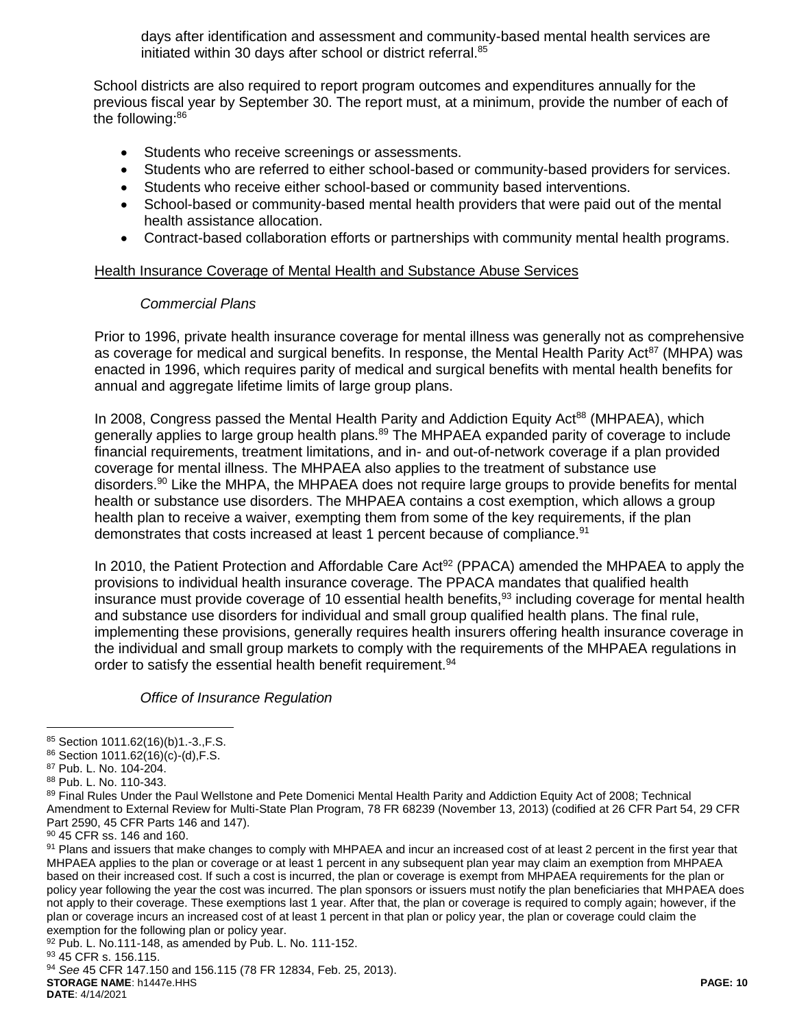days after identification and assessment and community-based mental health services are initiated within 30 days after school or district referral.[85]

School districts are also required to report program outcomes and expenditures annually for the previous fiscal year by September 30. The report must, at a minimum, provide the number of each of the following:[86]

- Students who receive screenings or assessments.
- Students who are referred to either school-based or community-based providers for services.
- Students who receive either school-based or community based interventions.
- School-based or community-based mental health providers that were paid out of the mental health assistance allocation.
- Contract-based collaboration efforts or partnerships with community mental health programs.

Health Insurance Coverage of Mental Health and Substance Abuse Services

*Commercial Plans*

Prior to 1996, private health insurance coverage for mental illness was generally not as comprehensive as coverage for medical and surgical benefits. In response, the Mental Health Parity Act[87] (MHPA) was enacted in 1996, which requires parity of medical and surgical benefits with mental health benefits for annual and aggregate lifetime limits of large group plans.

In 2008, Congress passed the Mental Health Parity and Addiction Equity Act[88] (MHPAEA), which generally applies to large group health plans.[89] The MHPAEA expanded parity of coverage to include financial requirements, treatment limitations, and in- and out-of-network coverage if a plan provided coverage for mental illness. The MHPAEA also applies to the treatment of substance use disorders.[90] Like the MHPA, the MHPAEA does not require large groups to provide benefits for mental health or substance use disorders. The MHPAEA contains a cost exemption, which allows a group health plan to receive a waiver, exempting them from some of the key requirements, if the plan demonstrates that costs increased at least 1 percent because of compliance.[91]

In 2010, the Patient Protection and Affordable Care Act[92] (PPACA) amended the MHPAEA to apply the provisions to individual health insurance coverage. The PPACA mandates that qualified health insurance must provide coverage of 10 essential health benefits,[93] including coverage for mental health and substance use disorders for individual and small group qualified health plans. The final rule, implementing these provisions, generally requires health insurers offering health insurance coverage in the individual and small group markets to comply with the requirements of the MHPAEA regulations in order to satisfy the essential health benefit requirement.[94]

*Office of Insurance Regulation*

---

[85] Section 1011.62(16)(b)1.-3.,F.S.

[86] Section 1011.62(16)(c)-(d),F.S.

[87] Pub. L. No. 104-204.

[88] Pub. L. No. 110-343.

[89] Final Rules Under the Paul Wellstone and Pete Domenici Mental Health Parity and Addiction Equity Act of 2008; Technical Amendment to External Review for Multi-State Plan Program, 78 FR 68239 (November 13, 2013) (codified at 26 CFR Part 54, 29 CFR Part 2590, 45 CFR Parts 146 and 147).

[90] 45 CFR ss. 146 and 160.

[91] Plans and issuers that make changes to comply with MHPAEA and incur an increased cost of at least 2 percent in the first year that MHPAEA applies to the plan or coverage or at least 1 percent in any subsequent plan year may claim an exemption from MHPAEA based on their increased cost. If such a cost is incurred, the plan or coverage is exempt from MHPAEA requirements for the plan or policy year following the year the cost was incurred. The plan sponsors or issuers must notify the plan beneficiaries that MHPAEA does not apply to their coverage. These exemptions last 1 year. After that, the plan or coverage is required to comply again; however, if the plan or coverage incurs an increased cost of at least 1 percent in that plan or policy year, the plan or coverage could claim the exemption for the following plan or policy year.

[92] Pub. L. No.111-148, as amended by Pub. L. No. 111-152.

[93] 45 CFR s. 156.115.

[94] *See* 45 CFR 147.150 and 156.115 (78 FR 12834, Feb. 25, 2013).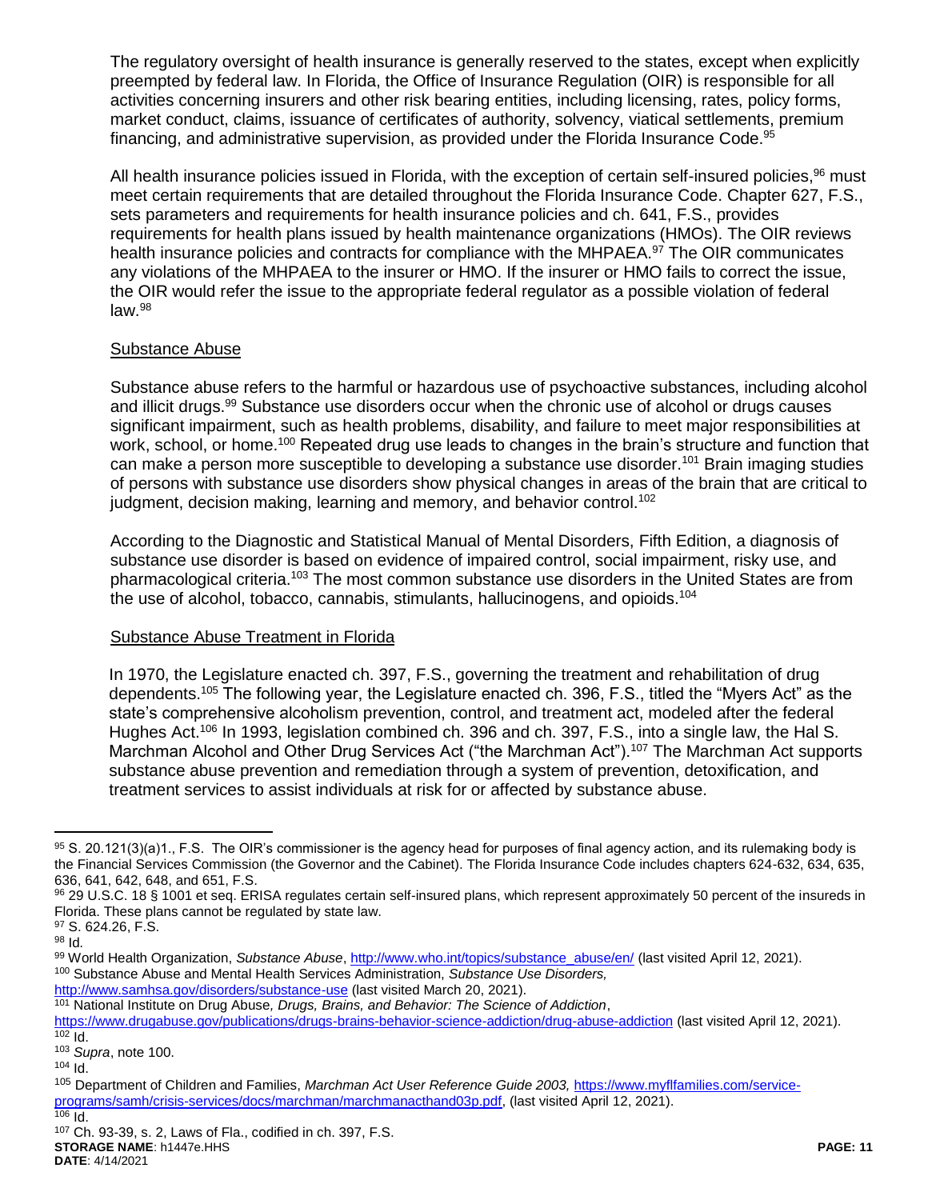The regulatory oversight of health insurance is generally reserved to the states, except when explicitly preempted by federal law. In Florida, the Office of Insurance Regulation (OIR) is responsible for all activities concerning insurers and other risk bearing entities, including licensing, rates, policy forms, market conduct, claims, issuance of certificates of authority, solvency, viatical settlements, premium financing, and administrative supervision, as provided under the Florida Insurance Code.[95]

All health insurance policies issued in Florida, with the exception of certain self-insured policies,[96] must meet certain requirements that are detailed throughout the Florida Insurance Code. Chapter 627, F.S., sets parameters and requirements for health insurance policies and ch. 641, F.S., provides requirements for health plans issued by health maintenance organizations (HMOs). The OIR reviews health insurance policies and contracts for compliance with the MHPAEA.[97] The OIR communicates any violations of the MHPAEA to the insurer or HMO. If the insurer or HMO fails to correct the issue, the OIR would refer the issue to the appropriate federal regulator as a possible violation of federal law.[98]

<u>Substance Abuse</u>

Substance abuse refers to the harmful or hazardous use of psychoactive substances, including alcohol and illicit drugs.[99] Substance use disorders occur when the chronic use of alcohol or drugs causes significant impairment, such as health problems, disability, and failure to meet major responsibilities at work, school, or home.[100] Repeated drug use leads to changes in the brain's structure and function that can make a person more susceptible to developing a substance use disorder.[101] Brain imaging studies of persons with substance use disorders show physical changes in areas of the brain that are critical to judgment, decision making, learning and memory, and behavior control.[102]

According to the Diagnostic and Statistical Manual of Mental Disorders, Fifth Edition, a diagnosis of substance use disorder is based on evidence of impaired control, social impairment, risky use, and pharmacological criteria.[103] The most common substance use disorders in the United States are from the use of alcohol, tobacco, cannabis, stimulants, hallucinogens, and opioids.[104]

<u>Substance Abuse Treatment in Florida</u>

In 1970, the Legislature enacted ch. 397, F.S., governing the treatment and rehabilitation of drug dependents.[105] The following year, the Legislature enacted ch. 396, F.S., titled the "Myers Act" as the state's comprehensive alcoholism prevention, control, and treatment act, modeled after the federal Hughes Act.[106] In 1993, legislation combined ch. 396 and ch. 397, F.S., into a single law, the Hal S. Marchman Alcohol and Other Drug Services Act ("the Marchman Act").[107] The Marchman Act supports substance abuse prevention and remediation through a system of prevention, detoxification, and treatment services to assist individuals at risk for or affected by substance abuse.

---

[95] S. 20.121(3)(a)1., F.S. The OIR's commissioner is the agency head for purposes of final agency action, and its rulemaking body is the Financial Services Commission (the Governor and the Cabinet). The Florida Insurance Code includes chapters 624-632, 634, 635, 636, 641, 642, 648, and 651, F.S.

[96] 29 U.S.C. 18 § 1001 et seq. ERISA regulates certain self-insured plans, which represent approximately 50 percent of the insureds in Florida. These plans cannot be regulated by state law.

[97] S. 624.26, F.S.

[98] Id.

[99] World Health Organization, *Substance Abuse*, http://www.who.int/topics/substance_abuse/en/ (last visited April 12, 2021).

[100] Substance Abuse and Mental Health Services Administration, *Substance Use Disorders,* http://www.samhsa.gov/disorders/substance-use (last visited March 20, 2021).

[101] National Institute on Drug Abuse*, Drugs, Brains, and Behavior: The Science of Addiction*, https://www.drugabuse.gov/publications/drugs-brains-behavior-science-addiction/drug-abuse-addiction (last visited April 12, 2021).

[102] Id.

[103] *Supra*, note 100.

[104] Id.

[105] Department of Children and Families, *Marchman Act User Reference Guide 2003,* https://www.myflfamilies.com/service-programs/samh/crisis-services/docs/marchman/marchmanacthand03p.pdf, (last visited April 12, 2021).

[106] Id.

[107] Ch. 93-39, s. 2, Laws of Fla., codified in ch. 397, F.S.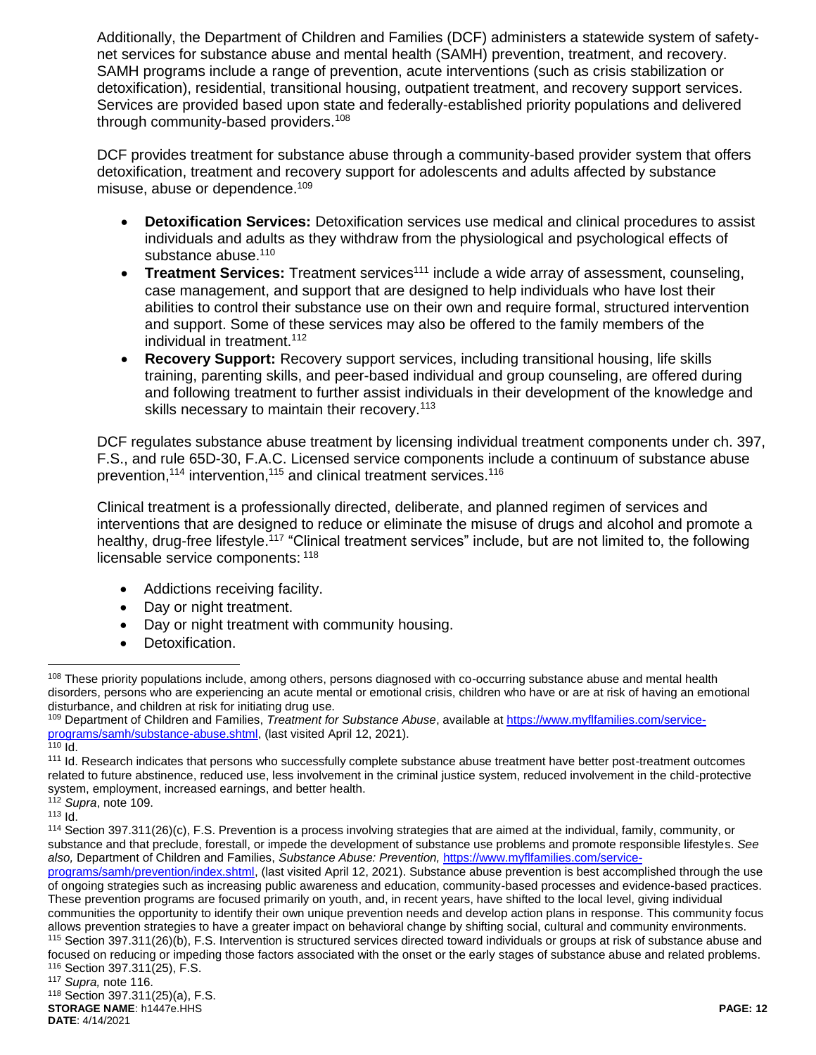Additionally, the Department of Children and Families (DCF) administers a statewide system of safety-net services for substance abuse and mental health (SAMH) prevention, treatment, and recovery. SAMH programs include a range of prevention, acute interventions (such as crisis stabilization or detoxification), residential, transitional housing, outpatient treatment, and recovery support services. Services are provided based upon state and federally-established priority populations and delivered through community-based providers.[108]

DCF provides treatment for substance abuse through a community-based provider system that offers detoxification, treatment and recovery support for adolescents and adults affected by substance misuse, abuse or dependence.[109]

- **Detoxification Services:** Detoxification services use medical and clinical procedures to assist individuals and adults as they withdraw from the physiological and psychological effects of substance abuse.[110]
- **Treatment Services:** Treatment services[111] include a wide array of assessment, counseling, case management, and support that are designed to help individuals who have lost their abilities to control their substance use on their own and require formal, structured intervention and support. Some of these services may also be offered to the family members of the individual in treatment.[112]
- **Recovery Support:** Recovery support services, including transitional housing, life skills training, parenting skills, and peer-based individual and group counseling, are offered during and following treatment to further assist individuals in their development of the knowledge and skills necessary to maintain their recovery.[113]

DCF regulates substance abuse treatment by licensing individual treatment components under ch. 397, F.S., and rule 65D-30, F.A.C. Licensed service components include a continuum of substance abuse prevention,[114] intervention,[115] and clinical treatment services.[116]

Clinical treatment is a professionally directed, deliberate, and planned regimen of services and interventions that are designed to reduce or eliminate the misuse of drugs and alcohol and promote a healthy, drug-free lifestyle.[117] "Clinical treatment services" include, but are not limited to, the following licensable service components: [118]

- Addictions receiving facility.
- Day or night treatment.
- Day or night treatment with community housing.
- Detoxification.

---

[108] These priority populations include, among others, persons diagnosed with co-occurring substance abuse and mental health disorders, persons who are experiencing an acute mental or emotional crisis, children who have or are at risk of having an emotional disturbance, and children at risk for initiating drug use.

[109] Department of Children and Families, *Treatment for Substance Abuse*, available at https://www.myflfamilies.com/service-programs/samh/substance-abuse.shtml, (last visited April 12, 2021).

[110] Id.

[111] Id. Research indicates that persons who successfully complete substance abuse treatment have better post-treatment outcomes related to future abstinence, reduced use, less involvement in the criminal justice system, reduced involvement in the child-protective system, employment, increased earnings, and better health.

[112] *Supra*, note 109.

[113] Id.

[114] Section 397.311(26)(c), F.S. Prevention is a process involving strategies that are aimed at the individual, family, community, or substance and that preclude, forestall, or impede the development of substance use problems and promote responsible lifestyles. *See also,* Department of Children and Families, *Substance Abuse: Prevention,* https://www.myflfamilies.com/service-programs/samh/prevention/index.shtml, (last visited April 12, 2021). Substance abuse prevention is best accomplished through the use of ongoing strategies such as increasing public awareness and education, community-based processes and evidence-based practices. These prevention programs are focused primarily on youth, and, in recent years, have shifted to the local level, giving individual communities the opportunity to identify their own unique prevention needs and develop action plans in response. This community focus allows prevention strategies to have a greater impact on behavioral change by shifting social, cultural and community environments.

[115] Section 397.311(26)(b), F.S. Intervention is structured services directed toward individuals or groups at risk of substance abuse and focused on reducing or impeding those factors associated with the onset or the early stages of substance abuse and related problems.

[116] Section 397.311(25), F.S.

[117] *Supra,* note 116.

[118] Section 397.311(25)(a), F.S.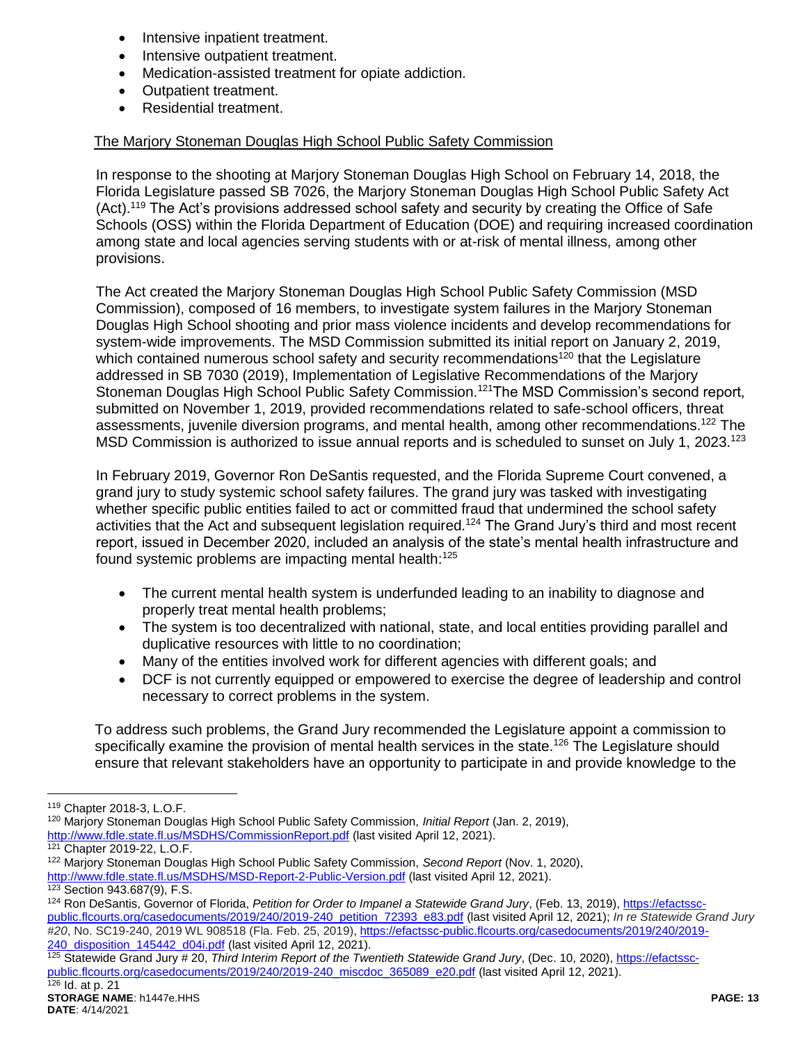- Intensive inpatient treatment.
- Intensive outpatient treatment.
- Medication-assisted treatment for opiate addiction.
- Outpatient treatment.
- Residential treatment.

<u>The Marjory Stoneman Douglas High School Public Safety Commission</u>

In response to the shooting at Marjory Stoneman Douglas High School on February 14, 2018, the Florida Legislature passed SB 7026, the Marjory Stoneman Douglas High School Public Safety Act (Act).[119] The Act's provisions addressed school safety and security by creating the Office of Safe Schools (OSS) within the Florida Department of Education (DOE) and requiring increased coordination among state and local agencies serving students with or at-risk of mental illness, among other provisions.

The Act created the Marjory Stoneman Douglas High School Public Safety Commission (MSD Commission), composed of 16 members, to investigate system failures in the Marjory Stoneman Douglas High School shooting and prior mass violence incidents and develop recommendations for system-wide improvements. The MSD Commission submitted its initial report on January 2, 2019, which contained numerous school safety and security recommendations[120] that the Legislature addressed in SB 7030 (2019), Implementation of Legislative Recommendations of the Marjory Stoneman Douglas High School Public Safety Commission.[121] The MSD Commission's second report, submitted on November 1, 2019, provided recommendations related to safe-school officers, threat assessments, juvenile diversion programs, and mental health, among other recommendations.[122] The MSD Commission is authorized to issue annual reports and is scheduled to sunset on July 1, 2023.[123]

In February 2019, Governor Ron DeSantis requested, and the Florida Supreme Court convened, a grand jury to study systemic school safety failures. The grand jury was tasked with investigating whether specific public entities failed to act or committed fraud that undermined the school safety activities that the Act and subsequent legislation required.[124] The Grand Jury's third and most recent report, issued in December 2020, included an analysis of the state's mental health infrastructure and found systemic problems are impacting mental health:[125]

- The current mental health system is underfunded leading to an inability to diagnose and properly treat mental health problems;
- The system is too decentralized with national, state, and local entities providing parallel and duplicative resources with little to no coordination;
- Many of the entities involved work for different agencies with different goals; and
- DCF is not currently equipped or empowered to exercise the degree of leadership and control necessary to correct problems in the system.

To address such problems, the Grand Jury recommended the Legislature appoint a commission to specifically examine the provision of mental health services in the state.[126] The Legislature should ensure that relevant stakeholders have an opportunity to participate in and provide knowledge to the

---

[119] Chapter 2018-3, L.O.F.

[120] Marjory Stoneman Douglas High School Public Safety Commission, *Initial Report* (Jan. 2, 2019), http://www.fdle.state.fl.us/MSDHS/CommissionReport.pdf (last visited April 12, 2021).

[121] Chapter 2019-22, L.O.F.

[122] Marjory Stoneman Douglas High School Public Safety Commission, *Second Report* (Nov. 1, 2020), http://www.fdle.state.fl.us/MSDHS/MSD-Report-2-Public-Version.pdf (last visited April 12, 2021).

[123] Section 943.687(9), F.S.

[124] Ron DeSantis, Governor of Florida, *Petition for Order to Impanel a Statewide Grand Jury*, (Feb. 13, 2019), https://efactssc-public.flcourts.org/casedocuments/2019/240/2019-240_petition_72393_e83.pdf (last visited April 12, 2021); *In re Statewide Grand Jury #20*, No. SC19-240, 2019 WL 908518 (Fla. Feb. 25, 2019), https://efactssc-public.flcourts.org/casedocuments/2019/240/2019-240_disposition_145442_d04i.pdf (last visited April 12, 2021).

[125] Statewide Grand Jury # 20, *Third Interim Report of the Twentieth Statewide Grand Jury*, (Dec. 10, 2020), https://efactssc-public.flcourts.org/casedocuments/2019/240/2019-240_miscdoc_365089_e20.pdf (last visited April 12, 2021).

[126] Id. at p. 21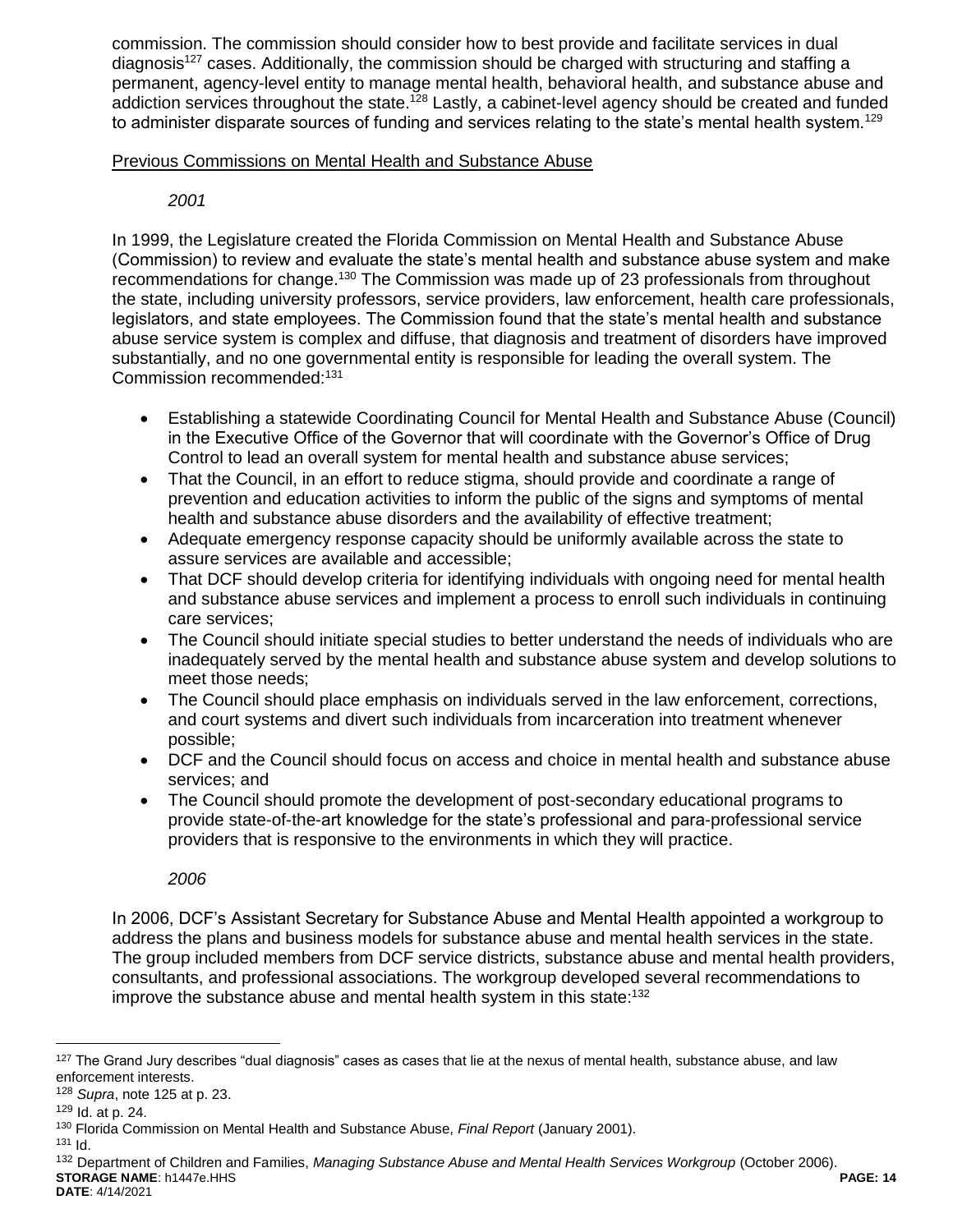commission. The commission should consider how to best provide and facilitate services in dual diagnosis[127] cases. Additionally, the commission should be charged with structuring and staffing a permanent, agency-level entity to manage mental health, behavioral health, and substance abuse and addiction services throughout the state.[128] Lastly, a cabinet-level agency should be created and funded to administer disparate sources of funding and services relating to the state's mental health system.[129]

Previous Commissions on Mental Health and Substance Abuse

*2001*

In 1999, the Legislature created the Florida Commission on Mental Health and Substance Abuse (Commission) to review and evaluate the state's mental health and substance abuse system and make recommendations for change.[130] The Commission was made up of 23 professionals from throughout the state, including university professors, service providers, law enforcement, health care professionals, legislators, and state employees. The Commission found that the state's mental health and substance abuse service system is complex and diffuse, that diagnosis and treatment of disorders have improved substantially, and no one governmental entity is responsible for leading the overall system. The Commission recommended:[131]

- Establishing a statewide Coordinating Council for Mental Health and Substance Abuse (Council) in the Executive Office of the Governor that will coordinate with the Governor's Office of Drug Control to lead an overall system for mental health and substance abuse services;
- That the Council, in an effort to reduce stigma, should provide and coordinate a range of prevention and education activities to inform the public of the signs and symptoms of mental health and substance abuse disorders and the availability of effective treatment;
- Adequate emergency response capacity should be uniformly available across the state to assure services are available and accessible;
- That DCF should develop criteria for identifying individuals with ongoing need for mental health and substance abuse services and implement a process to enroll such individuals in continuing care services;
- The Council should initiate special studies to better understand the needs of individuals who are inadequately served by the mental health and substance abuse system and develop solutions to meet those needs;
- The Council should place emphasis on individuals served in the law enforcement, corrections, and court systems and divert such individuals from incarceration into treatment whenever possible;
- DCF and the Council should focus on access and choice in mental health and substance abuse services; and
- The Council should promote the development of post-secondary educational programs to provide state-of-the-art knowledge for the state's professional and para-professional service providers that is responsive to the environments in which they will practice.

*2006*

In 2006, DCF's Assistant Secretary for Substance Abuse and Mental Health appointed a workgroup to address the plans and business models for substance abuse and mental health services in the state. The group included members from DCF service districts, substance abuse and mental health providers, consultants, and professional associations. The workgroup developed several recommendations to improve the substance abuse and mental health system in this state:[132]

---

[127] The Grand Jury describes "dual diagnosis" cases as cases that lie at the nexus of mental health, substance abuse, and law enforcement interests.

[128] *Supra*, note 125 at p. 23.

[129] Id. at p. 24.

[130] Florida Commission on Mental Health and Substance Abuse, *Final Report* (January 2001).

[131] Id.

[132] Department of Children and Families, *Managing Substance Abuse and Mental Health Services Workgroup* (October 2006).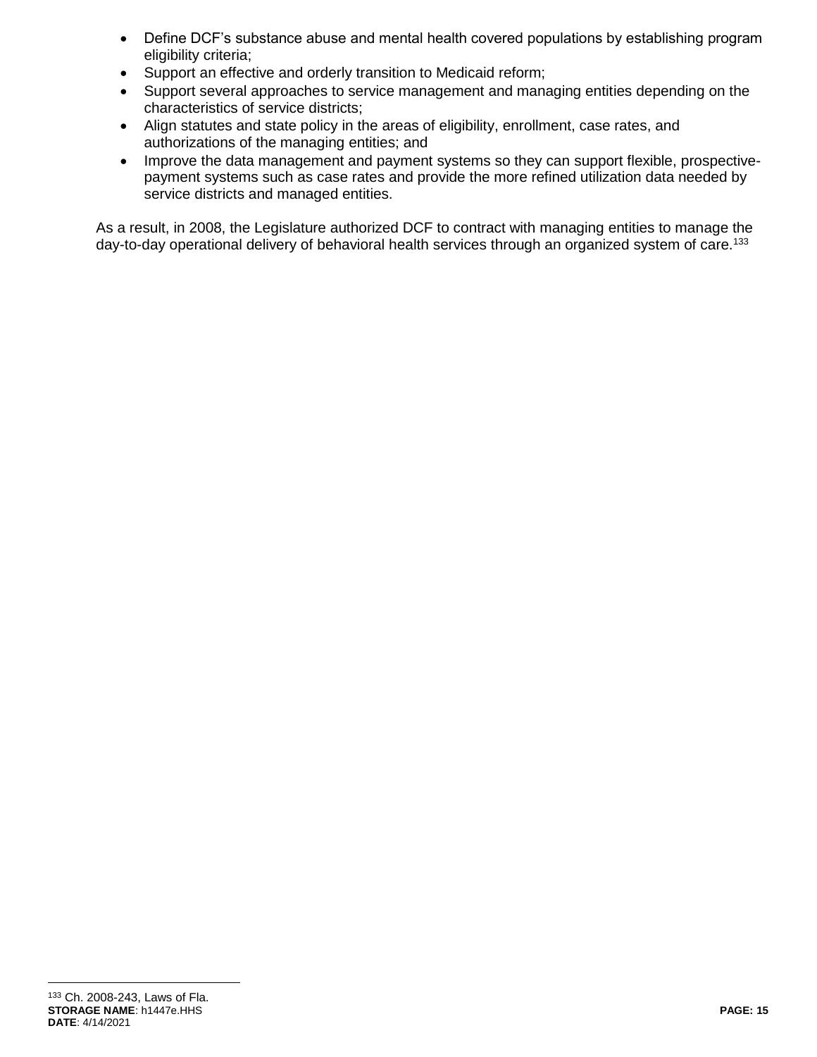- Define DCF's substance abuse and mental health covered populations by establishing program eligibility criteria;
- Support an effective and orderly transition to Medicaid reform;
- Support several approaches to service management and managing entities depending on the characteristics of service districts;
- Align statutes and state policy in the areas of eligibility, enrollment, case rates, and authorizations of the managing entities; and
- Improve the data management and payment systems so they can support flexible, prospective-payment systems such as case rates and provide the more refined utilization data needed by service districts and managed entities.

As a result, in 2008, the Legislature authorized DCF to contract with managing entities to manage the day-to-day operational delivery of behavioral health services through an organized system of care.[133]

[133] Ch. 2008-243, Laws of Fla.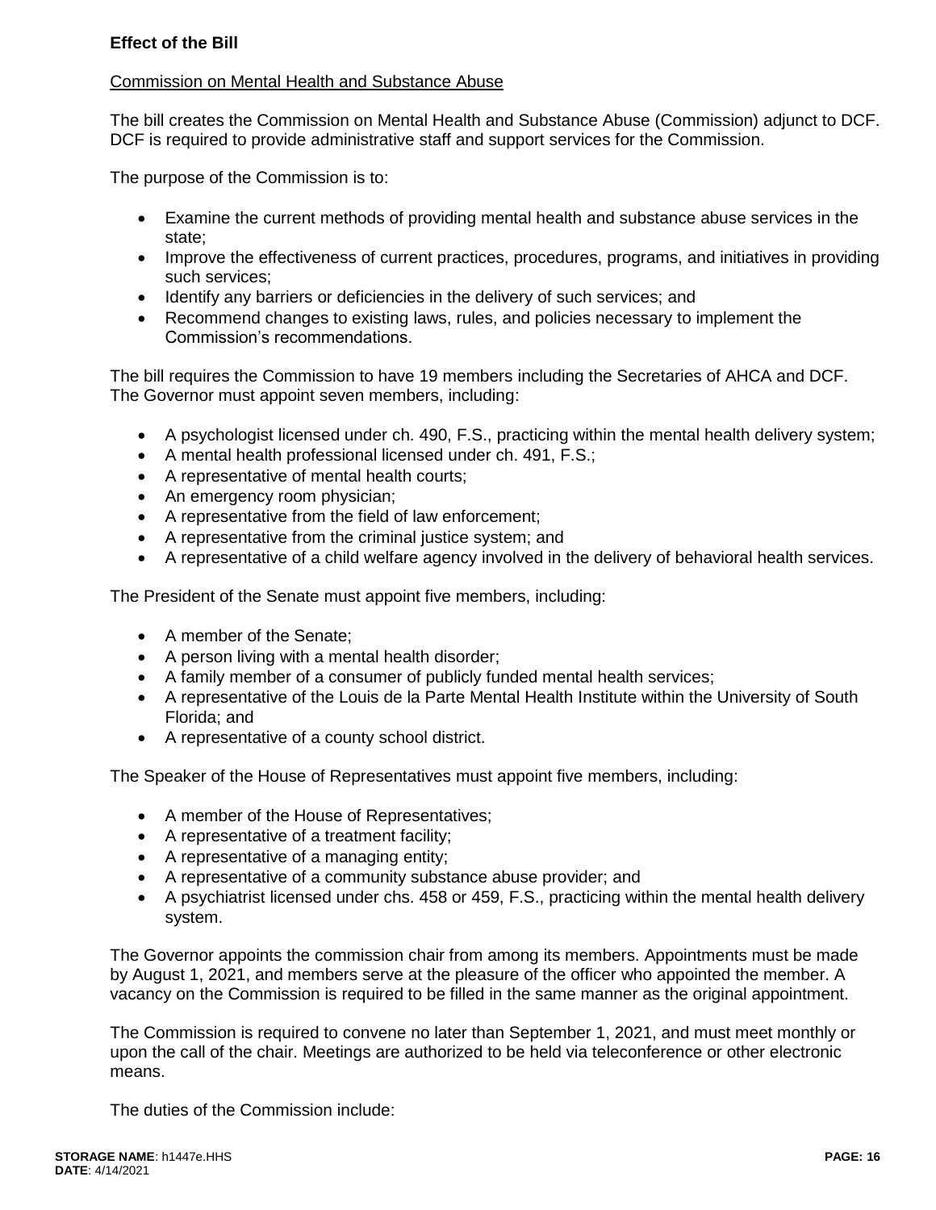**Effect of the Bill**

Commission on Mental Health and Substance Abuse

The bill creates the Commission on Mental Health and Substance Abuse (Commission) adjunct to DCF. DCF is required to provide administrative staff and support services for the Commission.

The purpose of the Commission is to:

- Examine the current methods of providing mental health and substance abuse services in the state;
- Improve the effectiveness of current practices, procedures, programs, and initiatives in providing such services;
- Identify any barriers or deficiencies in the delivery of such services; and
- Recommend changes to existing laws, rules, and policies necessary to implement the Commission's recommendations.

The bill requires the Commission to have 19 members including the Secretaries of AHCA and DCF. The Governor must appoint seven members, including:

- A psychologist licensed under ch. 490, F.S., practicing within the mental health delivery system;
- A mental health professional licensed under ch. 491, F.S.;
- A representative of mental health courts;
- An emergency room physician;
- A representative from the field of law enforcement;
- A representative from the criminal justice system; and
- A representative of a child welfare agency involved in the delivery of behavioral health services.

The President of the Senate must appoint five members, including:

- A member of the Senate;
- A person living with a mental health disorder;
- A family member of a consumer of publicly funded mental health services;
- A representative of the Louis de la Parte Mental Health Institute within the University of South Florida; and
- A representative of a county school district.

The Speaker of the House of Representatives must appoint five members, including:

- A member of the House of Representatives;
- A representative of a treatment facility;
- A representative of a managing entity;
- A representative of a community substance abuse provider; and
- A psychiatrist licensed under chs. 458 or 459, F.S., practicing within the mental health delivery system.

The Governor appoints the commission chair from among its members. Appointments must be made by August 1, 2021, and members serve at the pleasure of the officer who appointed the member. A vacancy on the Commission is required to be filled in the same manner as the original appointment.

The Commission is required to convene no later than September 1, 2021, and must meet monthly or upon the call of the chair. Meetings are authorized to be held via teleconference or other electronic means.

The duties of the Commission include: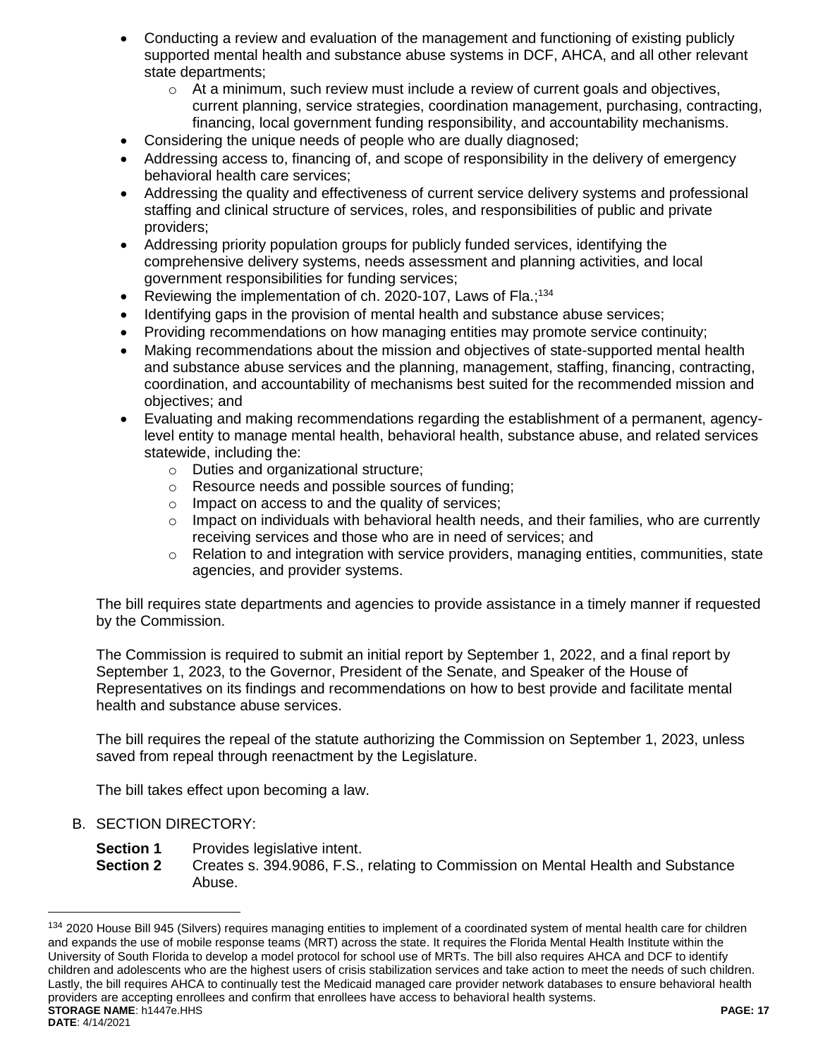- Conducting a review and evaluation of the management and functioning of existing publicly supported mental health and substance abuse systems in DCF, AHCA, and all other relevant state departments;
    - At a minimum, such review must include a review of current goals and objectives, current planning, service strategies, coordination management, purchasing, contracting, financing, local government funding responsibility, and accountability mechanisms.
- Considering the unique needs of people who are dually diagnosed;
- Addressing access to, financing of, and scope of responsibility in the delivery of emergency behavioral health care services;
- Addressing the quality and effectiveness of current service delivery systems and professional staffing and clinical structure of services, roles, and responsibilities of public and private providers;
- Addressing priority population groups for publicly funded services, identifying the comprehensive delivery systems, needs assessment and planning activities, and local government responsibilities for funding services;
- Reviewing the implementation of ch. 2020-107, Laws of Fla.;[134]
- Identifying gaps in the provision of mental health and substance abuse services;
- Providing recommendations on how managing entities may promote service continuity;
- Making recommendations about the mission and objectives of state-supported mental health and substance abuse services and the planning, management, staffing, financing, contracting, coordination, and accountability of mechanisms best suited for the recommended mission and objectives; and
- Evaluating and making recommendations regarding the establishment of a permanent, agency-level entity to manage mental health, behavioral health, substance abuse, and related services statewide, including the:
    - Duties and organizational structure;
    - Resource needs and possible sources of funding;
    - Impact on access to and the quality of services;
    - Impact on individuals with behavioral health needs, and their families, who are currently receiving services and those who are in need of services; and
    - Relation to and integration with service providers, managing entities, communities, state agencies, and provider systems.

The bill requires state departments and agencies to provide assistance in a timely manner if requested by the Commission.

The Commission is required to submit an initial report by September 1, 2022, and a final report by September 1, 2023, to the Governor, President of the Senate, and Speaker of the House of Representatives on its findings and recommendations on how to best provide and facilitate mental health and substance abuse services.

The bill requires the repeal of the statute authorizing the Commission on September 1, 2023, unless saved from repeal through reenactment by the Legislature.

The bill takes effect upon becoming a law.

B. SECTION DIRECTORY:

**Section 1** Provides legislative intent.
**Section 2** Creates s. 394.9086, F.S., relating to Commission on Mental Health and Substance Abuse.

[134] 2020 House Bill 945 (Silvers) requires managing entities to implement of a coordinated system of mental health care for children and expands the use of mobile response teams (MRT) across the state. It requires the Florida Mental Health Institute within the University of South Florida to develop a model protocol for school use of MRTs. The bill also requires AHCA and DCF to identify children and adolescents who are the highest users of crisis stabilization services and take action to meet the needs of such children. Lastly, the bill requires AHCA to continually test the Medicaid managed care provider network databases to ensure behavioral health providers are accepting enrollees and confirm that enrollees have access to behavioral health systems.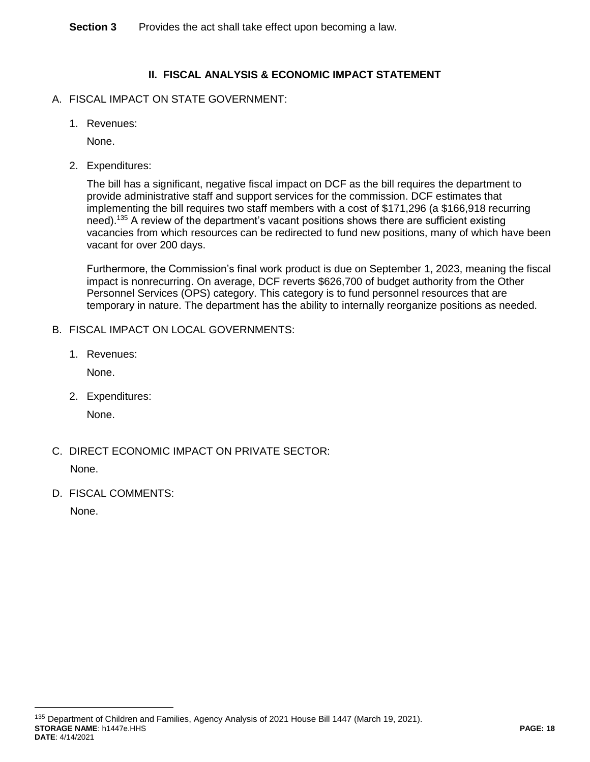**Section 3** Provides the act shall take effect upon becoming a law.

## II. FISCAL ANALYSIS & ECONOMIC IMPACT STATEMENT

A. FISCAL IMPACT ON STATE GOVERNMENT:

1. Revenues:

   None.

2. Expenditures:

   The bill has a significant, negative fiscal impact on DCF as the bill requires the department to provide administrative staff and support services for the commission. DCF estimates that implementing the bill requires two staff members with a cost of $171,296 (a $166,918 recurring need).[135] A review of the department's vacant positions shows there are sufficient existing vacancies from which resources can be redirected to fund new positions, many of which have been vacant for over 200 days.

   Furthermore, the Commission's final work product is due on September 1, 2023, meaning the fiscal impact is nonrecurring. On average, DCF reverts $626,700 of budget authority from the Other Personnel Services (OPS) category. This category is to fund personnel resources that are temporary in nature. The department has the ability to internally reorganize positions as needed.

B. FISCAL IMPACT ON LOCAL GOVERNMENTS:

1. Revenues:

   None.

2. Expenditures:

   None.

C. DIRECT ECONOMIC IMPACT ON PRIVATE SECTOR:

   None.

D. FISCAL COMMENTS:

   None.

[135] Department of Children and Families, Agency Analysis of 2021 House Bill 1447 (March 19, 2021).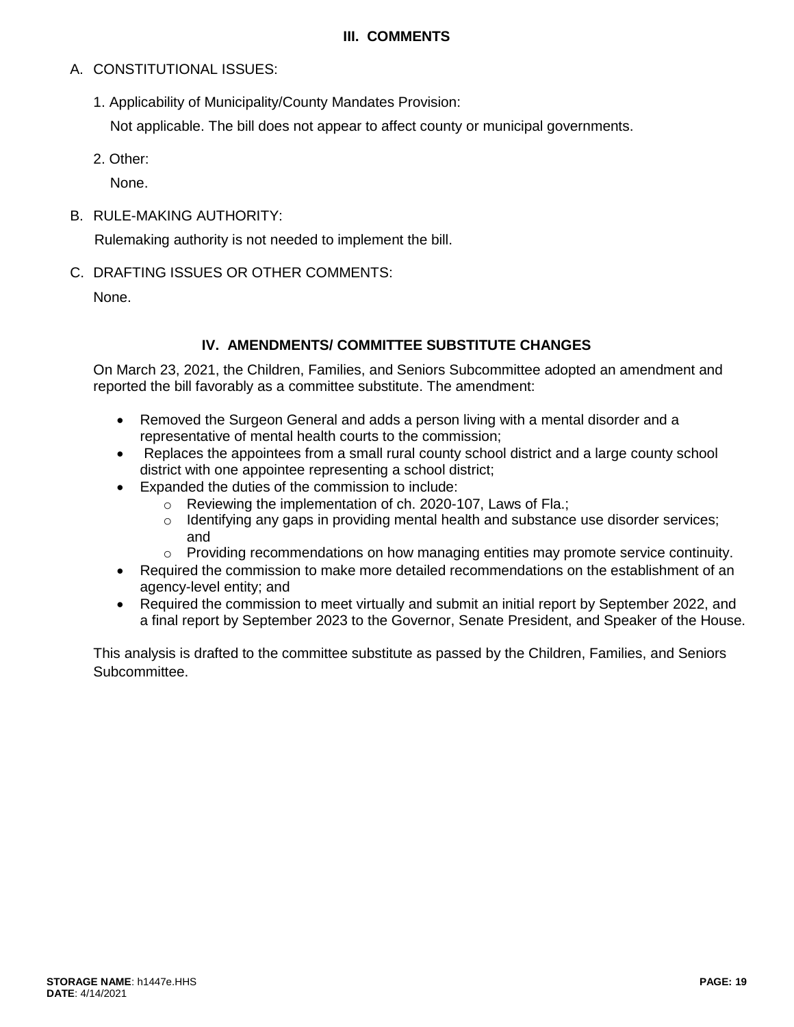## III. COMMENTS

A. CONSTITUTIONAL ISSUES:

1. Applicability of Municipality/County Mandates Provision:

   Not applicable. The bill does not appear to affect county or municipal governments.

2. Other:

   None.

B. RULE-MAKING AUTHORITY:

   Rulemaking authority is not needed to implement the bill.

C. DRAFTING ISSUES OR OTHER COMMENTS:

   None.

## IV. AMENDMENTS/ COMMITTEE SUBSTITUTE CHANGES

On March 23, 2021, the Children, Families, and Seniors Subcommittee adopted an amendment and reported the bill favorably as a committee substitute. The amendment:

- Removed the Surgeon General and adds a person living with a mental disorder and a representative of mental health courts to the commission;
- Replaces the appointees from a small rural county school district and a large county school district with one appointee representing a school district;
- Expanded the duties of the commission to include:
  - Reviewing the implementation of ch. 2020-107, Laws of Fla.;
  - Identifying any gaps in providing mental health and substance use disorder services; and
  - Providing recommendations on how managing entities may promote service continuity.
- Required the commission to make more detailed recommendations on the establishment of an agency-level entity; and
- Required the commission to meet virtually and submit an initial report by September 2022, and a final report by September 2023 to the Governor, Senate President, and Speaker of the House.

This analysis is drafted to the committee substitute as passed by the Children, Families, and Seniors Subcommittee.